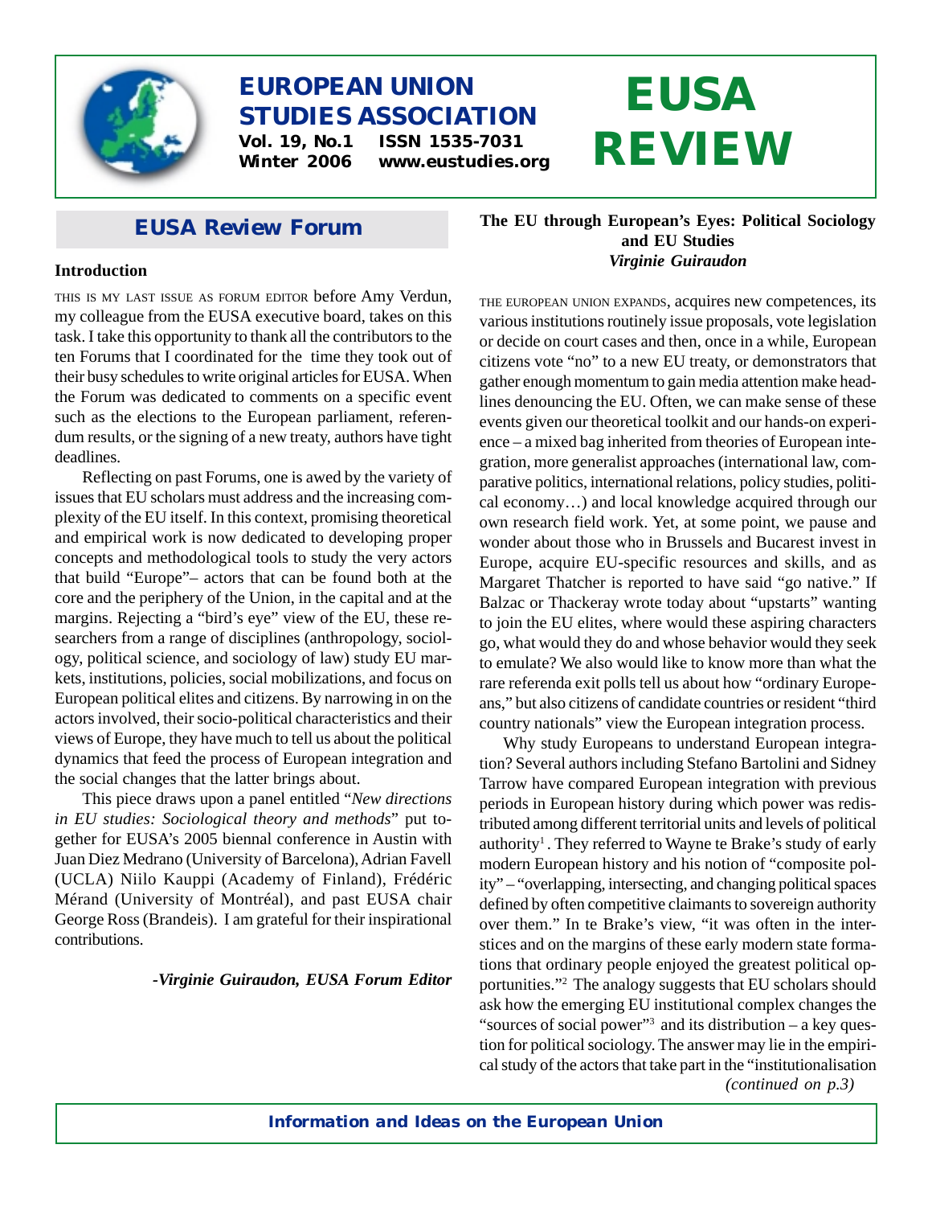# EUROPEAN UNION STUDIES ASSOCIATION

**Vol. 19, No.1 ISSN 1535-7031**
**Winter 2006 www.eustudies.org**

# EUSA REVIEW

## EUSA Review Forum

### Introduction

THIS IS MY LAST ISSUE AS FORUM EDITOR before Amy Verdun, my colleague from the EUSA executive board, takes on this task. I take this opportunity to thank all the contributors to the ten Forums that I coordinated for the time they took out of their busy schedules to write original articles for EUSA. When the Forum was dedicated to comments on a specific event such as the elections to the European parliament, referendum results, or the signing of a new treaty, authors have tight deadlines.

Reflecting on past Forums, one is awed by the variety of issues that EU scholars must address and the increasing complexity of the EU itself. In this context, promising theoretical and empirical work is now dedicated to developing proper concepts and methodological tools to study the very actors that build "Europe"– actors that can be found both at the core and the periphery of the Union, in the capital and at the margins. Rejecting a "bird's eye" view of the EU, these researchers from a range of disciplines (anthropology, sociology, political science, and sociology of law) study EU markets, institutions, policies, social mobilizations, and focus on European political elites and citizens. By narrowing in on the actors involved, their socio-political characteristics and their views of Europe, they have much to tell us about the political dynamics that feed the process of European integration and the social changes that the latter brings about.

This piece draws upon a panel entitled "*New directions in EU studies: Sociological theory and methods*" put together for EUSA's 2005 biennal conference in Austin with Juan Diez Medrano (University of Barcelona), Adrian Favell (UCLA) Niilo Kauppi (Academy of Finland), Frédéric Mérand (University of Montréal), and past EUSA chair George Ross (Brandeis). I am grateful for their inspirational contributions.

*-Virginie Guiraudon, EUSA Forum Editor*

### The EU through European's Eyes: Political Sociology and EU Studies

*Virginie Guiraudon*

THE EUROPEAN UNION EXPANDS, acquires new competences, its various institutions routinely issue proposals, vote legislation or decide on court cases and then, once in a while, European citizens vote "no" to a new EU treaty, or demonstrators that gather enough momentum to gain media attention make headlines denouncing the EU. Often, we can make sense of these events given our theoretical toolkit and our hands-on experience – a mixed bag inherited from theories of European integration, more generalist approaches (international law, comparative politics, international relations, policy studies, political economy…) and local knowledge acquired through our own research field work. Yet, at some point, we pause and wonder about those who in Brussels and Bucarest invest in Europe, acquire EU-specific resources and skills, and as Margaret Thatcher is reported to have said "go native." If Balzac or Thackeray wrote today about "upstarts" wanting to join the EU elites, where would these aspiring characters go, what would they do and whose behavior would they seek to emulate? We also would like to know more than what the rare referenda exit polls tell us about how "ordinary Europeans," but also citizens of candidate countries or resident "third country nationals" view the European integration process.

Why study Europeans to understand European integration? Several authors including Stefano Bartolini and Sidney Tarrow have compared European integration with previous periods in European history during which power was redistributed among different territorial units and levels of political authority[1]. They referred to Wayne te Brake's study of early modern European history and his notion of "composite polity" – "overlapping, intersecting, and changing political spaces defined by often competitive claimants to sovereign authority over them." In te Brake's view, "it was often in the interstices and on the margins of these early modern state formations that ordinary people enjoyed the greatest political opportunities."[2] The analogy suggests that EU scholars should ask how the emerging EU institutional complex changes the "sources of social power"[3] and its distribution – a key question for political sociology. The answer may lie in the empirical study of the actors that take part in the "institutionalisation

*(continued on p.3)*

**Information and Ideas on the European Union**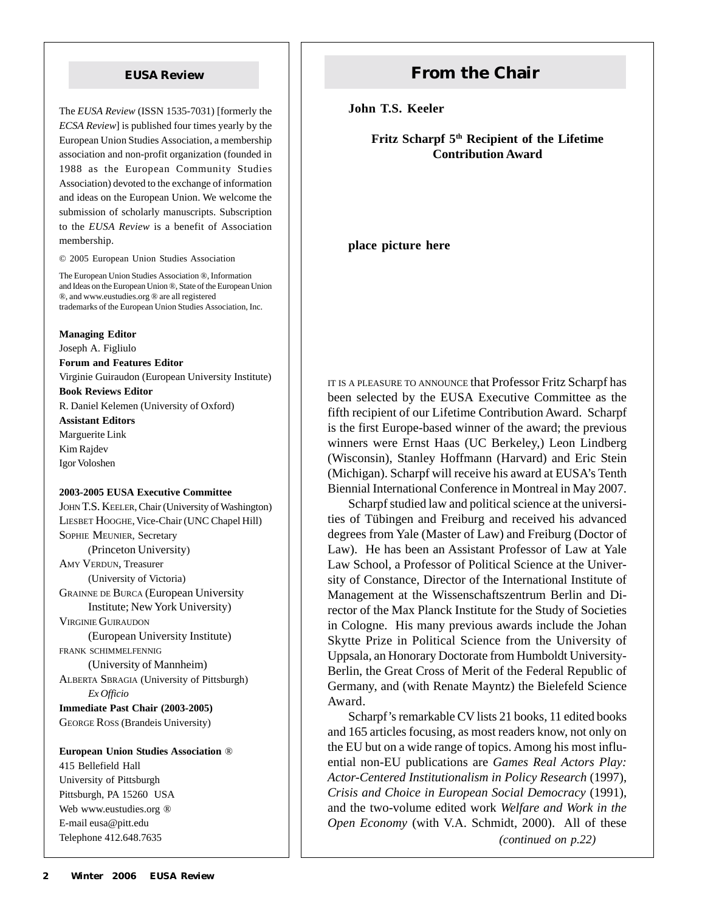## EUSA Review

The *EUSA Review* (ISSN 1535-7031) [formerly the *ECSA Review*] is published four times yearly by the European Union Studies Association, a membership association and non-profit organization (founded in 1988 as the European Community Studies Association) devoted to the exchange of information and ideas on the European Union. We welcome the submission of scholarly manuscripts. Subscription to the *EUSA Review* is a benefit of Association membership.

© 2005 European Union Studies Association

The European Union Studies Association ®, Information and Ideas on the European Union ®, State of the European Union ®, and www.eustudies.org ® are all registered trademarks of the European Union Studies Association, Inc.

**Managing Editor**
Joseph A. Figliulo
**Forum and Features Editor**
Virginie Guiraudon (European University Institute)
**Book Reviews Editor**
R. Daniel Kelemen (University of Oxford)
**Assistant Editors**
Marguerite Link
Kim Rajdev
Igor Voloshen

**2003-2005 EUSA Executive Committee**
JOHN T.S. KEELER, Chair (University of Washington)
LIESBET HOOGHE, Vice-Chair (UNC Chapel Hill)
SOPHIE MEUNIER, Secretary (Princeton University)
AMY VERDUN, Treasurer (University of Victoria)
GRAINNE DE BURCA (European University Institute; New York University)
VIRGINIE GUIRAUDON (European University Institute)
FRANK SCHIMMELFENNIG (University of Mannheim)
ALBERTA SBRAGIA (University of Pittsburgh) *Ex Officio*
**Immediate Past Chair (2003-2005)**
GEORGE ROSS (Brandeis University)

**European Union Studies Association ®**
415 Bellefield Hall
University of Pittsburgh
Pittsburgh, PA 15260 USA
Web www.eustudies.org ®
E-mail eusa@pitt.edu
Telephone 412.648.7635

# From the Chair

**John T.S. Keeler**

### Fritz Scharpf 5th Recipient of the Lifetime Contribution Award

**place picture here**

IT IS A PLEASURE TO ANNOUNCE that Professor Fritz Scharpf has been selected by the EUSA Executive Committee as the fifth recipient of our Lifetime Contribution Award. Scharpf is the first Europe-based winner of the award; the previous winners were Ernst Haas (UC Berkeley,) Leon Lindberg (Wisconsin), Stanley Hoffmann (Harvard) and Eric Stein (Michigan). Scharpf will receive his award at EUSA's Tenth Biennial International Conference in Montreal in May 2007.

Scharpf studied law and political science at the universities of Tübingen and Freiburg and received his advanced degrees from Yale (Master of Law) and Freiburg (Doctor of Law). He has been an Assistant Professor of Law at Yale Law School, a Professor of Political Science at the University of Constance, Director of the International Institute of Management at the Wissenschaftszentrum Berlin and Director of the Max Planck Institute for the Study of Societies in Cologne. His many previous awards include the Johan Skytte Prize in Political Science from the University of Uppsala, an Honorary Doctorate from Humboldt University-Berlin, the Great Cross of Merit of the Federal Republic of Germany, and (with Renate Mayntz) the Bielefeld Science Award.

Scharpf's remarkable CV lists 21 books, 11 edited books and 165 articles focusing, as most readers know, not only on the EU but on a wide range of topics. Among his most influential non-EU publications are *Games Real Actors Play: Actor-Centered Institutionalism in Policy Research* (1997), *Crisis and Choice in European Social Democracy* (1991), and the two-volume edited work *Welfare and Work in the Open Economy* (with V.A. Schmidt, 2000). All of these

*(continued on p.22)*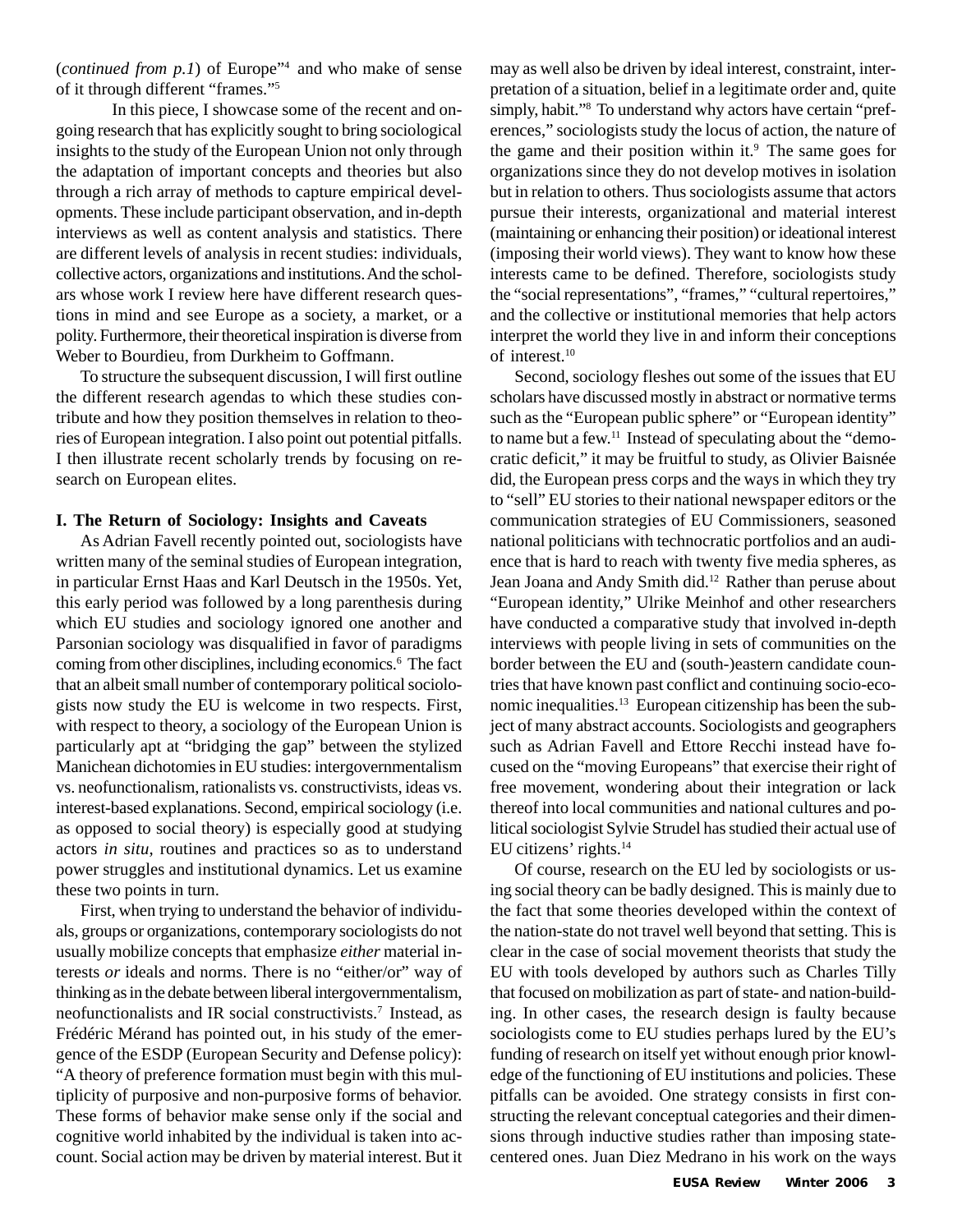(*continued from p.1*) of Europe"[4] and who make of sense of it through different "frames."[5]

In this piece, I showcase some of the recent and ongoing research that has explicitly sought to bring sociological insights to the study of the European Union not only through the adaptation of important concepts and theories but also through a rich array of methods to capture empirical developments. These include participant observation, and in-depth interviews as well as content analysis and statistics. There are different levels of analysis in recent studies: individuals, collective actors, organizations and institutions. And the scholars whose work I review here have different research questions in mind and see Europe as a society, a market, or a polity. Furthermore, their theoretical inspiration is diverse from Weber to Bourdieu, from Durkheim to Goffmann.

To structure the subsequent discussion, I will first outline the different research agendas to which these studies contribute and how they position themselves in relation to theories of European integration. I also point out potential pitfalls. I then illustrate recent scholarly trends by focusing on research on European elites.

## I. The Return of Sociology: Insights and Caveats

As Adrian Favell recently pointed out, sociologists have written many of the seminal studies of European integration, in particular Ernst Haas and Karl Deutsch in the 1950s. Yet, this early period was followed by a long parenthesis during which EU studies and sociology ignored one another and Parsonian sociology was disqualified in favor of paradigms coming from other disciplines, including economics.[6] The fact that an albeit small number of contemporary political sociologists now study the EU is welcome in two respects. First, with respect to theory, a sociology of the European Union is particularly apt at "bridging the gap" between the stylized Manichean dichotomies in EU studies: intergovernmentalism vs. neofunctionalism, rationalists vs. constructivists, ideas vs. interest-based explanations. Second, empirical sociology (i.e. as opposed to social theory) is especially good at studying actors *in situ*, routines and practices so as to understand power struggles and institutional dynamics. Let us examine these two points in turn.

First, when trying to understand the behavior of individuals, groups or organizations, contemporary sociologists do not usually mobilize concepts that emphasize *either* material interests *or* ideals and norms. There is no "either/or" way of thinking as in the debate between liberal intergovernmentalism, neofunctionalists and IR social constructivists.[7] Instead, as Frédéric Mérand has pointed out, in his study of the emergence of the ESDP (European Security and Defense policy): "A theory of preference formation must begin with this multiplicity of purposive and non-purposive forms of behavior. These forms of behavior make sense only if the social and cognitive world inhabited by the individual is taken into account. Social action may be driven by material interest. But it may as well also be driven by ideal interest, constraint, interpretation of a situation, belief in a legitimate order and, quite simply, habit."[8] To understand why actors have certain "preferences," sociologists study the locus of action, the nature of the game and their position within it.[9] The same goes for organizations since they do not develop motives in isolation but in relation to others. Thus sociologists assume that actors pursue their interests, organizational and material interest (maintaining or enhancing their position) or ideational interest (imposing their world views). They want to know how these interests came to be defined. Therefore, sociologists study the "social representations", "frames," "cultural repertoires," and the collective or institutional memories that help actors interpret the world they live in and inform their conceptions of interest.[10]

Second, sociology fleshes out some of the issues that EU scholars have discussed mostly in abstract or normative terms such as the "European public sphere" or "European identity" to name but a few.[11] Instead of speculating about the "democratic deficit," it may be fruitful to study, as Olivier Baisnée did, the European press corps and the ways in which they try to "sell" EU stories to their national newspaper editors or the communication strategies of EU Commissioners, seasoned national politicians with technocratic portfolios and an audience that is hard to reach with twenty five media spheres, as Jean Joana and Andy Smith did.[12] Rather than peruse about "European identity," Ulrike Meinhof and other researchers have conducted a comparative study that involved in-depth interviews with people living in sets of communities on the border between the EU and (south-)eastern candidate countries that have known past conflict and continuing socio-economic inequalities.[13] European citizenship has been the subject of many abstract accounts. Sociologists and geographers such as Adrian Favell and Ettore Recchi instead have focused on the "moving Europeans" that exercise their right of free movement, wondering about their integration or lack thereof into local communities and national cultures and political sociologist Sylvie Strudel has studied their actual use of EU citizens' rights.[14]

Of course, research on the EU led by sociologists or using social theory can be badly designed. This is mainly due to the fact that some theories developed within the context of the nation-state do not travel well beyond that setting. This is clear in the case of social movement theorists that study the EU with tools developed by authors such as Charles Tilly that focused on mobilization as part of state- and nation-building. In other cases, the research design is faulty because sociologists come to EU studies perhaps lured by the EU's funding of research on itself yet without enough prior knowledge of the functioning of EU institutions and policies. These pitfalls can be avoided. One strategy consists in first constructing the relevant conceptual categories and their dimensions through inductive studies rather than imposing state-centered ones. Juan Diez Medrano in his work on the ways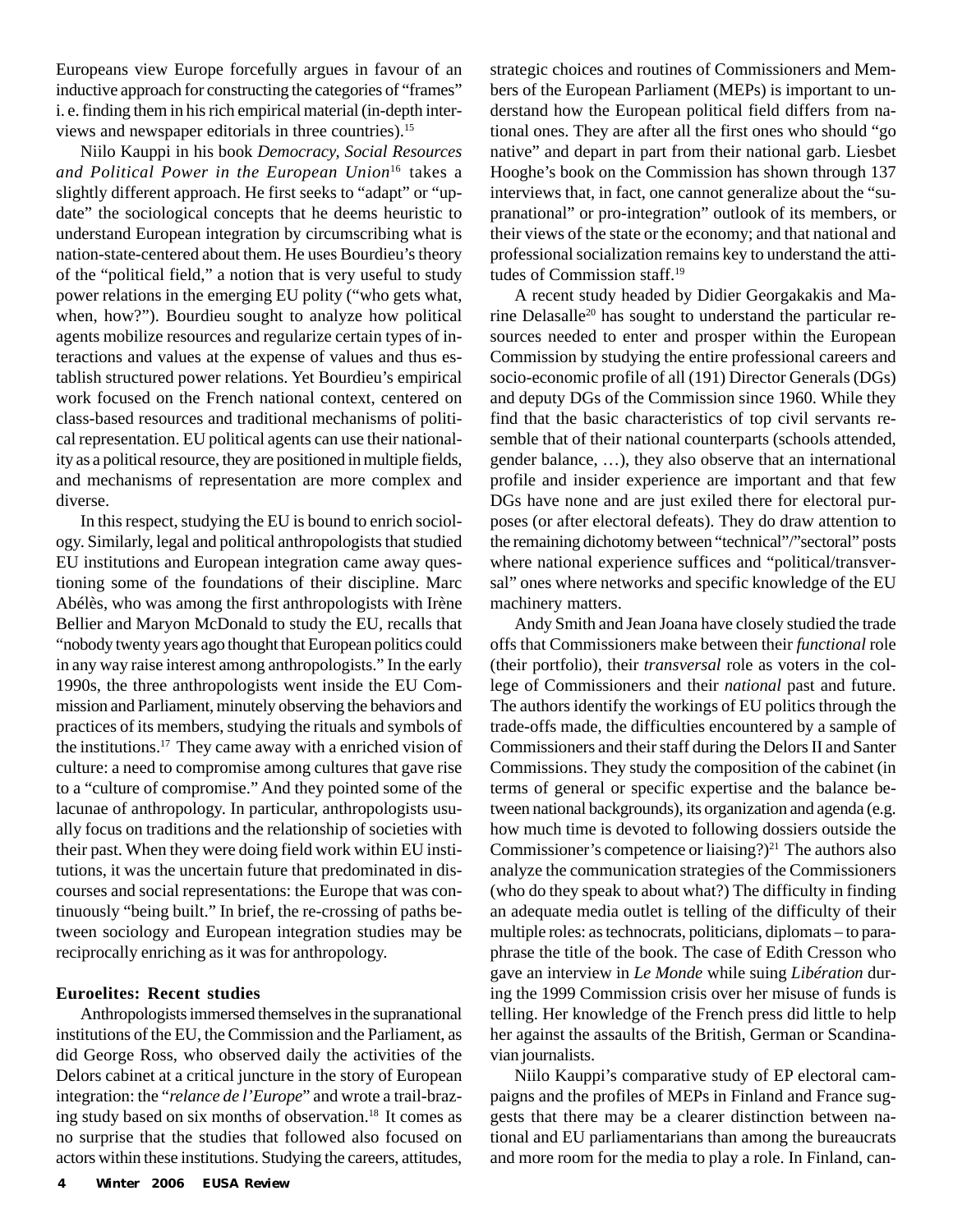Europeans view Europe forcefully argues in favour of an inductive approach for constructing the categories of "frames" i. e. finding them in his rich empirical material (in-depth interviews and newspaper editorials in three countries).[15]

Niilo Kauppi in his book *Democracy, Social Resources and Political Power in the European Union*[16] takes a slightly different approach. He first seeks to "adapt" or "update" the sociological concepts that he deems heuristic to understand European integration by circumscribing what is nation-state-centered about them. He uses Bourdieu's theory of the "political field," a notion that is very useful to study power relations in the emerging EU polity ("who gets what, when, how?"). Bourdieu sought to analyze how political agents mobilize resources and regularize certain types of interactions and values at the expense of values and thus establish structured power relations. Yet Bourdieu's empirical work focused on the French national context, centered on class-based resources and traditional mechanisms of political representation. EU political agents can use their nationality as a political resource, they are positioned in multiple fields, and mechanisms of representation are more complex and diverse.

In this respect, studying the EU is bound to enrich sociology. Similarly, legal and political anthropologists that studied EU institutions and European integration came away questioning some of the foundations of their discipline. Marc Abélès, who was among the first anthropologists with Irène Bellier and Maryon McDonald to study the EU, recalls that "nobody twenty years ago thought that European politics could in any way raise interest among anthropologists." In the early 1990s, the three anthropologists went inside the EU Commission and Parliament, minutely observing the behaviors and practices of its members, studying the rituals and symbols of the institutions.[17] They came away with a enriched vision of culture: a need to compromise among cultures that gave rise to a "culture of compromise." And they pointed some of the lacunae of anthropology. In particular, anthropologists usually focus on traditions and the relationship of societies with their past. When they were doing field work within EU institutions, it was the uncertain future that predominated in discourses and social representations: the Europe that was continuously "being built." In brief, the re-crossing of paths between sociology and European integration studies may be reciprocally enriching as it was for anthropology.

### Euroelites: Recent studies

Anthropologists immersed themselves in the supranational institutions of the EU, the Commission and the Parliament, as did George Ross, who observed daily the activities of the Delors cabinet at a critical juncture in the story of European integration: the "*relance de l'Europe*" and wrote a trail-brazing study based on six months of observation.[18] It comes as no surprise that the studies that followed also focused on actors within these institutions. Studying the careers, attitudes, strategic choices and routines of Commissioners and Members of the European Parliament (MEPs) is important to understand how the European political field differs from national ones. They are after all the first ones who should "go native" and depart in part from their national garb. Liesbet Hooghe's book on the Commission has shown through 137 interviews that, in fact, one cannot generalize about the "supranational" or pro-integration" outlook of its members, or their views of the state or the economy; and that national and professional socialization remains key to understand the attitudes of Commission staff.[19]

A recent study headed by Didier Georgakakis and Marine Delasalle[20] has sought to understand the particular resources needed to enter and prosper within the European Commission by studying the entire professional careers and socio-economic profile of all (191) Director Generals (DGs) and deputy DGs of the Commission since 1960. While they find that the basic characteristics of top civil servants resemble that of their national counterparts (schools attended, gender balance, …), they also observe that an international profile and insider experience are important and that few DGs have none and are just exiled there for electoral purposes (or after electoral defeats). They do draw attention to the remaining dichotomy between "technical"/"sectoral" posts where national experience suffices and "political/transversal" ones where networks and specific knowledge of the EU machinery matters.

Andy Smith and Jean Joana have closely studied the trade offs that Commissioners make between their *functional* role (their portfolio), their *transversal* role as voters in the college of Commissioners and their *national* past and future. The authors identify the workings of EU politics through the trade-offs made, the difficulties encountered by a sample of Commissioners and their staff during the Delors II and Santer Commissions. They study the composition of the cabinet (in terms of general or specific expertise and the balance between national backgrounds), its organization and agenda (e.g. how much time is devoted to following dossiers outside the Commissioner's competence or liaising?)[21] The authors also analyze the communication strategies of the Commissioners (who do they speak to about what?) The difficulty in finding an adequate media outlet is telling of the difficulty of their multiple roles: as technocrats, politicians, diplomats – to paraphrase the title of the book. The case of Edith Cresson who gave an interview in *Le Monde* while suing *Libération* during the 1999 Commission crisis over her misuse of funds is telling. Her knowledge of the French press did little to help her against the assaults of the British, German or Scandinavian journalists.

Niilo Kauppi's comparative study of EP electoral campaigns and the profiles of MEPs in Finland and France suggests that there may be a clearer distinction between national and EU parliamentarians than among the bureaucrats and more room for the media to play a role. In Finland, can-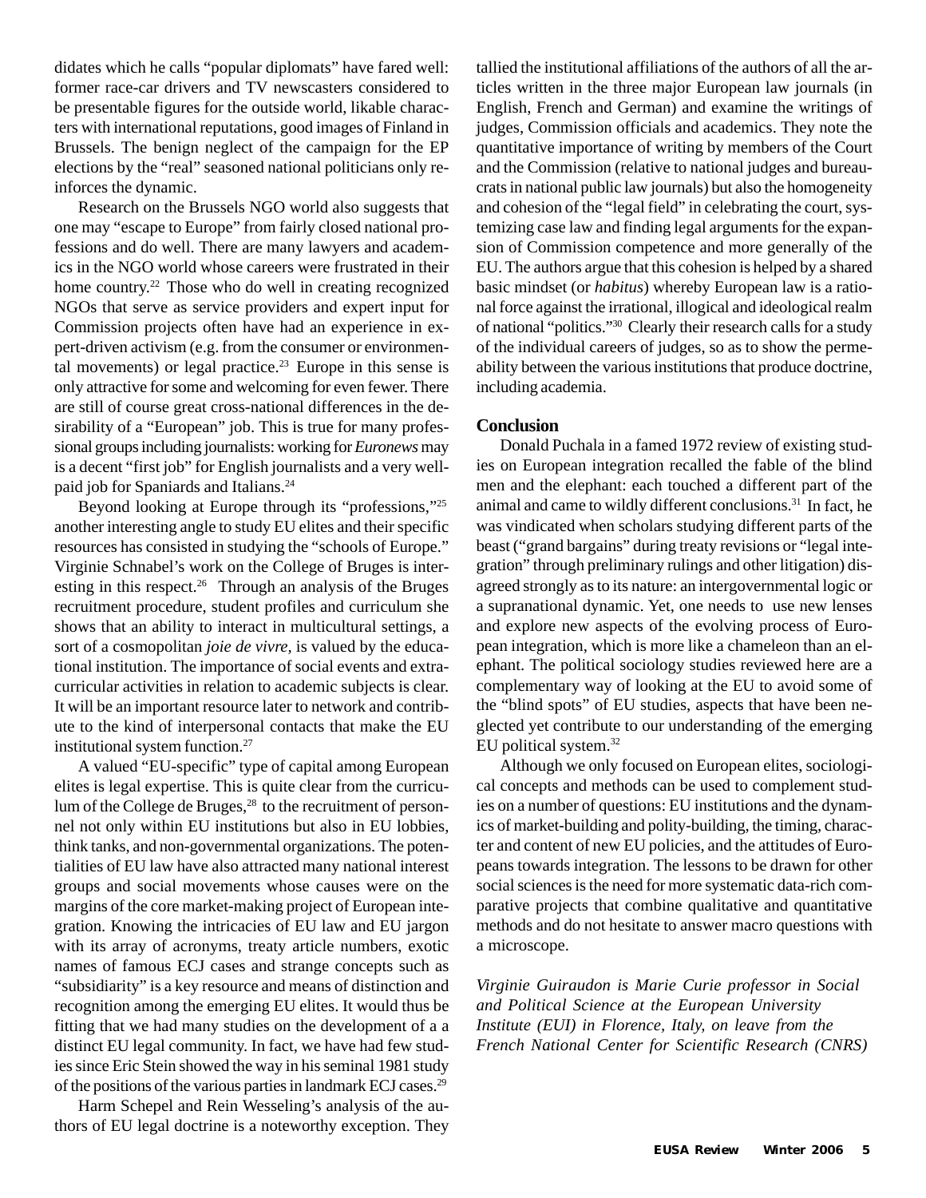didates which he calls "popular diplomats" have fared well: former race-car drivers and TV newscasters considered to be presentable figures for the outside world, likable characters with international reputations, good images of Finland in Brussels. The benign neglect of the campaign for the EP elections by the "real" seasoned national politicians only reinforces the dynamic.

Research on the Brussels NGO world also suggests that one may "escape to Europe" from fairly closed national professions and do well. There are many lawyers and academics in the NGO world whose careers were frustrated in their home country.[22] Those who do well in creating recognized NGOs that serve as service providers and expert input for Commission projects often have had an experience in expert-driven activism (e.g. from the consumer or environmental movements) or legal practice.[23] Europe in this sense is only attractive for some and welcoming for even fewer. There are still of course great cross-national differences in the desirability of a "European" job. This is true for many professional groups including journalists: working for *Euronews* may is a decent "first job" for English journalists and a very well-paid job for Spaniards and Italians.[24]

Beyond looking at Europe through its "professions,"[25] another interesting angle to study EU elites and their specific resources has consisted in studying the "schools of Europe." Virginie Schnabel's work on the College of Bruges is interesting in this respect.[26] Through an analysis of the Bruges recruitment procedure, student profiles and curriculum she shows that an ability to interact in multicultural settings, a sort of a cosmopolitan *joie de vivre*, is valued by the educational institution. The importance of social events and extra-curricular activities in relation to academic subjects is clear. It will be an important resource later to network and contribute to the kind of interpersonal contacts that make the EU institutional system function.[27]

A valued "EU-specific" type of capital among European elites is legal expertise. This is quite clear from the curriculum of the College de Bruges,[28] to the recruitment of personnel not only within EU institutions but also in EU lobbies, think tanks, and non-governmental organizations. The potentialities of EU law have also attracted many national interest groups and social movements whose causes were on the margins of the core market-making project of European integration. Knowing the intricacies of EU law and EU jargon with its array of acronyms, treaty article numbers, exotic names of famous ECJ cases and strange concepts such as "subsidiarity" is a key resource and means of distinction and recognition among the emerging EU elites. It would thus be fitting that we had many studies on the development of a a distinct EU legal community. In fact, we have had few studies since Eric Stein showed the way in his seminal 1981 study of the positions of the various parties in landmark ECJ cases.[29]

Harm Schepel and Rein Wesseling's analysis of the authors of EU legal doctrine is a noteworthy exception. They tallied the institutional affiliations of the authors of all the articles written in the three major European law journals (in English, French and German) and examine the writings of judges, Commission officials and academics. They note the quantitative importance of writing by members of the Court and the Commission (relative to national judges and bureaucrats in national public law journals) but also the homogeneity and cohesion of the "legal field" in celebrating the court, systemizing case law and finding legal arguments for the expansion of Commission competence and more generally of the EU. The authors argue that this cohesion is helped by a shared basic mindset (or *habitus*) whereby European law is a rational force against the irrational, illogical and ideological realm of national "politics."[30] Clearly their research calls for a study of the individual careers of judges, so as to show the permeability between the various institutions that produce doctrine, including academia.

## Conclusion

Donald Puchala in a famed 1972 review of existing studies on European integration recalled the fable of the blind men and the elephant: each touched a different part of the animal and came to wildly different conclusions.[31] In fact, he was vindicated when scholars studying different parts of the beast ("grand bargains" during treaty revisions or "legal integration" through preliminary rulings and other litigation) disagreed strongly as to its nature: an intergovernmental logic or a supranational dynamic. Yet, one needs to use new lenses and explore new aspects of the evolving process of European integration, which is more like a chameleon than an elephant. The political sociology studies reviewed here are a complementary way of looking at the EU to avoid some of the "blind spots" of EU studies, aspects that have been neglected yet contribute to our understanding of the emerging EU political system.[32]

Although we only focused on European elites, sociological concepts and methods can be used to complement studies on a number of questions: EU institutions and the dynamics of market-building and polity-building, the timing, character and content of new EU policies, and the attitudes of Europeans towards integration. The lessons to be drawn for other social sciences is the need for more systematic data-rich comparative projects that combine qualitative and quantitative methods and do not hesitate to answer macro questions with a microscope.

*Virginie Guiraudon is Marie Curie professor in Social and Political Science at the European University Institute (EUI) in Florence, Italy, on leave from the French National Center for Scientific Research (CNRS)*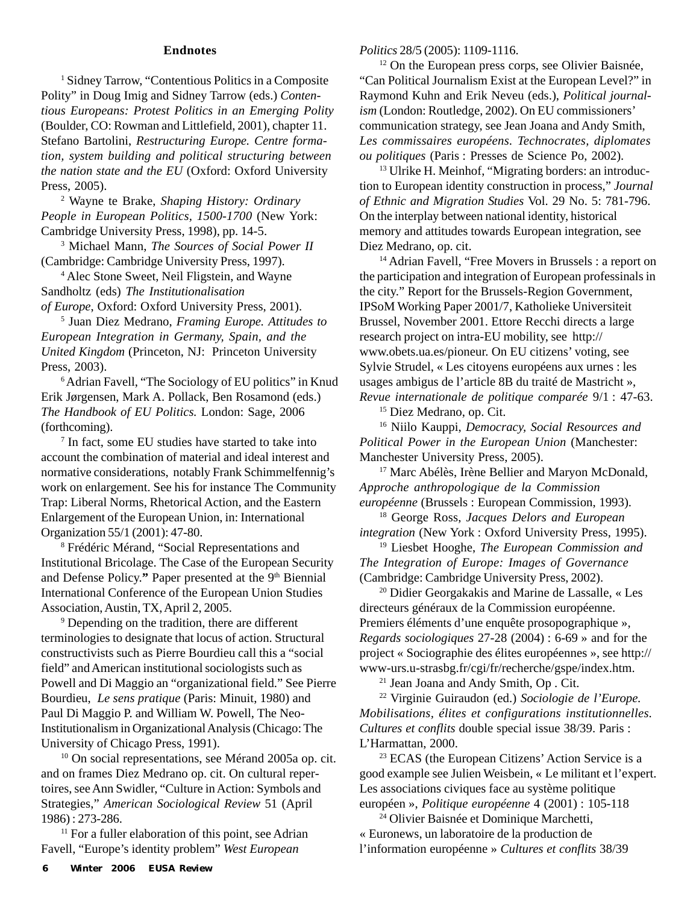### Endnotes

[1] Sidney Tarrow, "Contentious Politics in a Composite Polity" in Doug Imig and Sidney Tarrow (eds.) *Contentious Europeans: Protest Politics in an Emerging Polity* (Boulder, CO: Rowman and Littlefield, 2001), chapter 11. Stefano Bartolini, *Restructuring Europe. Centre formation, system building and political structuring between the nation state and the EU* (Oxford: Oxford University Press, 2005).

[2] Wayne te Brake, *Shaping History: Ordinary People in European Politics, 1500-1700* (New York: Cambridge University Press, 1998), pp. 14-5.

[3] Michael Mann, *The Sources of Social Power II* (Cambridge: Cambridge University Press, 1997).

[4] Alec Stone Sweet, Neil Fligstein, and Wayne Sandholtz (eds) *The Institutionalisation of Europe*, Oxford: Oxford University Press, 2001).

[5] Juan Diez Medrano, *Framing Europe. Attitudes to European Integration in Germany, Spain, and the United Kingdom* (Princeton, NJ: Princeton University Press, 2003).

[6] Adrian Favell, "The Sociology of EU politics" in Knud Erik Jørgensen, Mark A. Pollack, Ben Rosamond (eds.) *The Handbook of EU Politics.* London: Sage, 2006 (forthcoming).

[7] In fact, some EU studies have started to take into account the combination of material and ideal interest and normative considerations, notably Frank Schimmelfennig's work on enlargement. See his for instance The Community Trap: Liberal Norms, Rhetorical Action, and the Eastern Enlargement of the European Union, in: International Organization 55/1 (2001): 47-80.

[8] Frédéric Mérand, "Social Representations and Institutional Bricolage. The Case of the European Security and Defense Policy.**"** Paper presented at the 9th Biennial International Conference of the European Union Studies Association, Austin, TX, April 2, 2005.

[9] Depending on the tradition, there are different terminologies to designate that locus of action. Structural constructivists such as Pierre Bourdieu call this a "social field" and American institutional sociologists such as Powell and Di Maggio an "organizational field." See Pierre Bourdieu, *Le sens pratique* (Paris: Minuit, 1980) and Paul Di Maggio P. and William W. Powell, The Neo-Institutionalism in Organizational Analysis (Chicago: The University of Chicago Press, 1991).

[10] On social representations, see Mérand 2005a op. cit. and on frames Diez Medrano op. cit. On cultural repertoires, see Ann Swidler, "Culture in Action: Symbols and Strategies," *American Sociological Review* 51 (April 1986) : 273-286.

[11] For a fuller elaboration of this point, see Adrian Favell, "Europe's identity problem" *West European Politics* 28/5 (2005): 1109-1116.

[12] On the European press corps, see Olivier Baisnée, "Can Political Journalism Exist at the European Level?" in Raymond Kuhn and Erik Neveu (eds.), *Political journalism* (London: Routledge, 2002). On EU commissioners' communication strategy, see Jean Joana and Andy Smith, *Les commissaires européens. Technocrates, diplomates ou politiques* (Paris : Presses de Science Po, 2002).

[13] Ulrike H. Meinhof, "Migrating borders: an introduction to European identity construction in process," *Journal of Ethnic and Migration Studies* Vol. 29 No. 5: 781-796. On the interplay between national identity, historical memory and attitudes towards European integration, see Diez Medrano, op. cit.

[14] Adrian Favell, "Free Movers in Brussels : a report on the participation and integration of European professinals in the city." Report for the Brussels-Region Government, IPSoM Working Paper 2001/7, Katholieke Universiteit Brussel, November 2001. Ettore Recchi directs a large research project on intra-EU mobility, see http://www.obets.ua.es/pioneur. On EU citizens' voting, see Sylvie Strudel, « Les citoyens européens aux urnes : les usages ambigus de l'article 8B du traité de Mastricht », *Revue internationale de politique comparée* 9/1 : 47-63.

[15] Diez Medrano, op. Cit.

[16] Niilo Kauppi, *Democracy, Social Resources and Political Power in the European Union* (Manchester: Manchester University Press, 2005).

[17] Marc Abélès, Irène Bellier and Maryon McDonald, *Approche anthropologique de la Commission européenne* (Brussels : European Commission, 1993).

[18] George Ross, *Jacques Delors and European integration* (New York : Oxford University Press, 1995).

[19] Liesbet Hooghe, *The European Commission and The Integration of Europe: Images of Governance* (Cambridge: Cambridge University Press, 2002).

[20] Didier Georgakakis and Marine de Lassalle, « Les directeurs généraux de la Commission européenne. Premiers éléments d'une enquête prosopographique », *Regards sociologiques* 27-28 (2004) : 6-69 » and for the project « Sociographie des élites européennes », see http://www-urs.u-strasbg.fr/cgi/fr/recherche/gspe/index.htm.

[21] Jean Joana and Andy Smith, Op . Cit.

[22] Virginie Guiraudon (ed.) *Sociologie de l'Europe. Mobilisations, élites et configurations institutionnelles. Cultures et conflits* double special issue 38/39. Paris : L'Harmattan, 2000.

[23] ECAS (the European Citizens' Action Service is a good example see Julien Weisbein, « Le militant et l'expert. Les associations civiques face au système politique européen », *Politique européenne* 4 (2001) : 105-118

[24] Olivier Baisnée et Dominique Marchetti, « Euronews, un laboratoire de la production de l'information européenne » *Cultures et conflits* 38/39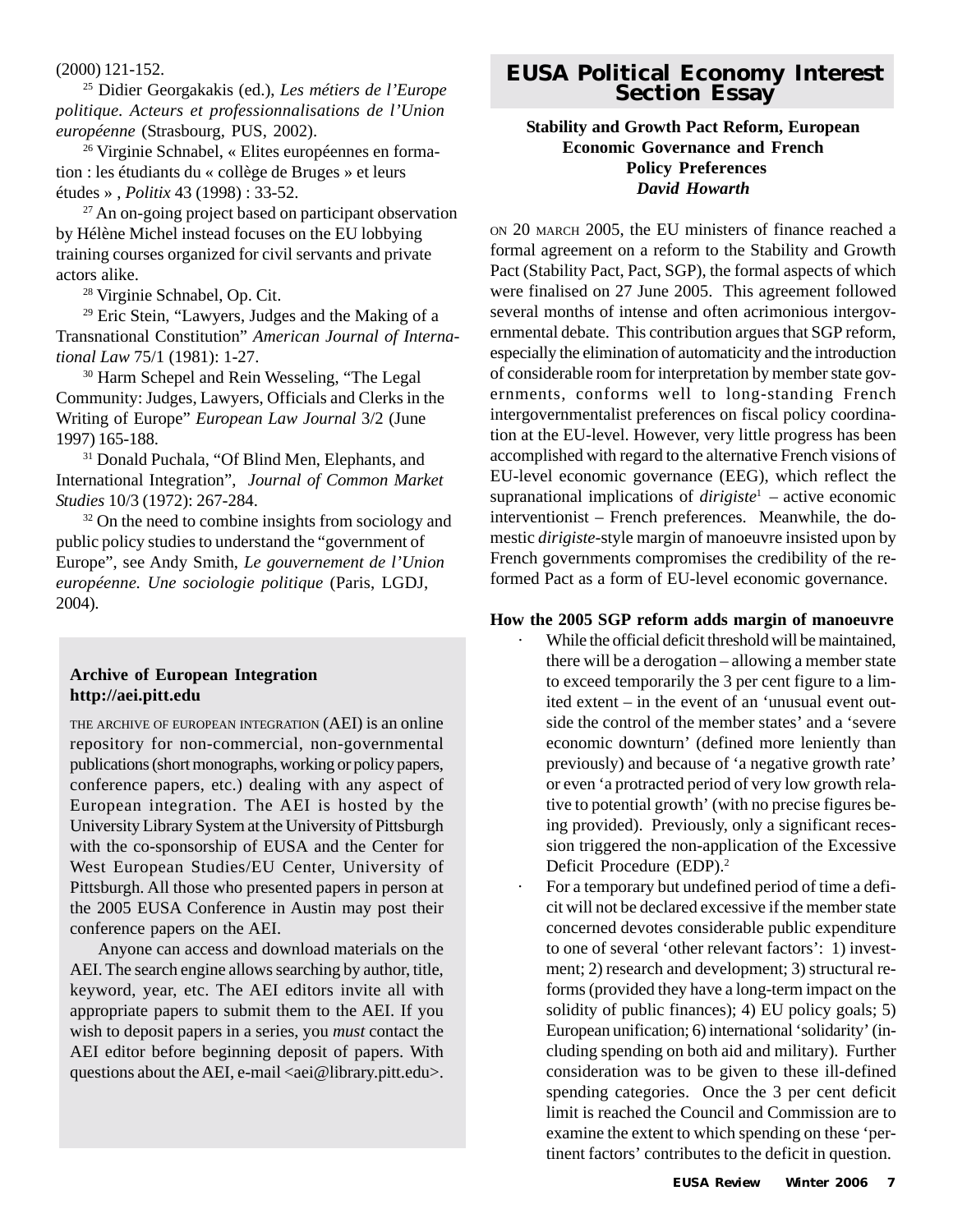(2000) 121-152.

[25] Didier Georgakakis (ed.), *Les métiers de l'Europe politique. Acteurs et professionnalisations de l'Union européenne* (Strasbourg, PUS, 2002).

[26] Virginie Schnabel, « Elites européennes en formation : les étudiants du « collège de Bruges » et leurs études » , *Politix* 43 (1998) : 33-52.

[27] An on-going project based on participant observation by Hélène Michel instead focuses on the EU lobbying training courses organized for civil servants and private actors alike.

[28] Virginie Schnabel, Op. Cit.

[29] Eric Stein, "Lawyers, Judges and the Making of a Transnational Constitution" *American Journal of International Law* 75/1 (1981): 1-27.

[30] Harm Schepel and Rein Wesseling, "The Legal Community: Judges, Lawyers, Officials and Clerks in the Writing of Europe" *European Law Journal* 3/2 (June 1997) 165-188.

[31] Donald Puchala, "Of Blind Men, Elephants, and International Integration", *Journal of Common Market Studies* 10/3 (1972): 267-284.

[32] On the need to combine insights from sociology and public policy studies to understand the "government of Europe", see Andy Smith, *Le gouvernement de l'Union européenne. Une sociologie politique* (Paris, LGDJ, 2004).

**Archive of European Integration**
**http://aei.pitt.edu**

THE ARCHIVE OF EUROPEAN INTEGRATION (AEI) is an online repository for non-commercial, non-governmental publications (short monographs, working or policy papers, conference papers, etc.) dealing with any aspect of European integration. The AEI is hosted by the University Library System at the University of Pittsburgh with the co-sponsorship of EUSA and the Center for West European Studies/EU Center, University of Pittsburgh. All those who presented papers in person at the 2005 EUSA Conference in Austin may post their conference papers on the AEI.

Anyone can access and download materials on the AEI. The search engine allows searching by author, title, keyword, year, etc. The AEI editors invite all with appropriate papers to submit them to the AEI. If you wish to deposit papers in a series, you *must* contact the AEI editor before beginning deposit of papers. With questions about the AEI, e-mail <aei@library.pitt.edu>.

# EUSA Political Economy Interest Section Essay

**Stability and Growth Pact Reform, European Economic Governance and French Policy Preferences**
***David Howarth***

ON 20 MARCH 2005, the EU ministers of finance reached a formal agreement on a reform to the Stability and Growth Pact (Stability Pact, Pact, SGP), the formal aspects of which were finalised on 27 June 2005. This agreement followed several months of intense and often acrimonious intergovernmental debate. This contribution argues that SGP reform, especially the elimination of automaticity and the introduction of considerable room for interpretation by member state governments, conforms well to long-standing French intergovernmentalist preferences on fiscal policy coordination at the EU-level. However, very little progress has been accomplished with regard to the alternative French visions of EU-level economic governance (EEG), which reflect the supranational implications of *dirigiste*[1] – active economic interventionist – French preferences. Meanwhile, the domestic *dirigiste*-style margin of manoeuvre insisted upon by French governments compromises the credibility of the reformed Pact as a form of EU-level economic governance.

**How the 2005 SGP reform adds margin of manoeuvre**

- While the official deficit threshold will be maintained, there will be a derogation – allowing a member state to exceed temporarily the 3 per cent figure to a limited extent – in the event of an 'unusual event outside the control of the member states' and a 'severe economic downturn' (defined more leniently than previously) and because of 'a negative growth rate' or even 'a protracted period of very low growth relative to potential growth' (with no precise figures being provided). Previously, only a significant recession triggered the non-application of the Excessive Deficit Procedure (EDP).[2]
- For a temporary but undefined period of time a deficit will not be declared excessive if the member state concerned devotes considerable public expenditure to one of several 'other relevant factors': 1) investment; 2) research and development; 3) structural reforms (provided they have a long-term impact on the solidity of public finances); 4) EU policy goals; 5) European unification; 6) international 'solidarity' (including spending on both aid and military). Further consideration was to be given to these ill-defined spending categories. Once the 3 per cent deficit limit is reached the Council and Commission are to examine the extent to which spending on these 'pertinent factors' contributes to the deficit in question.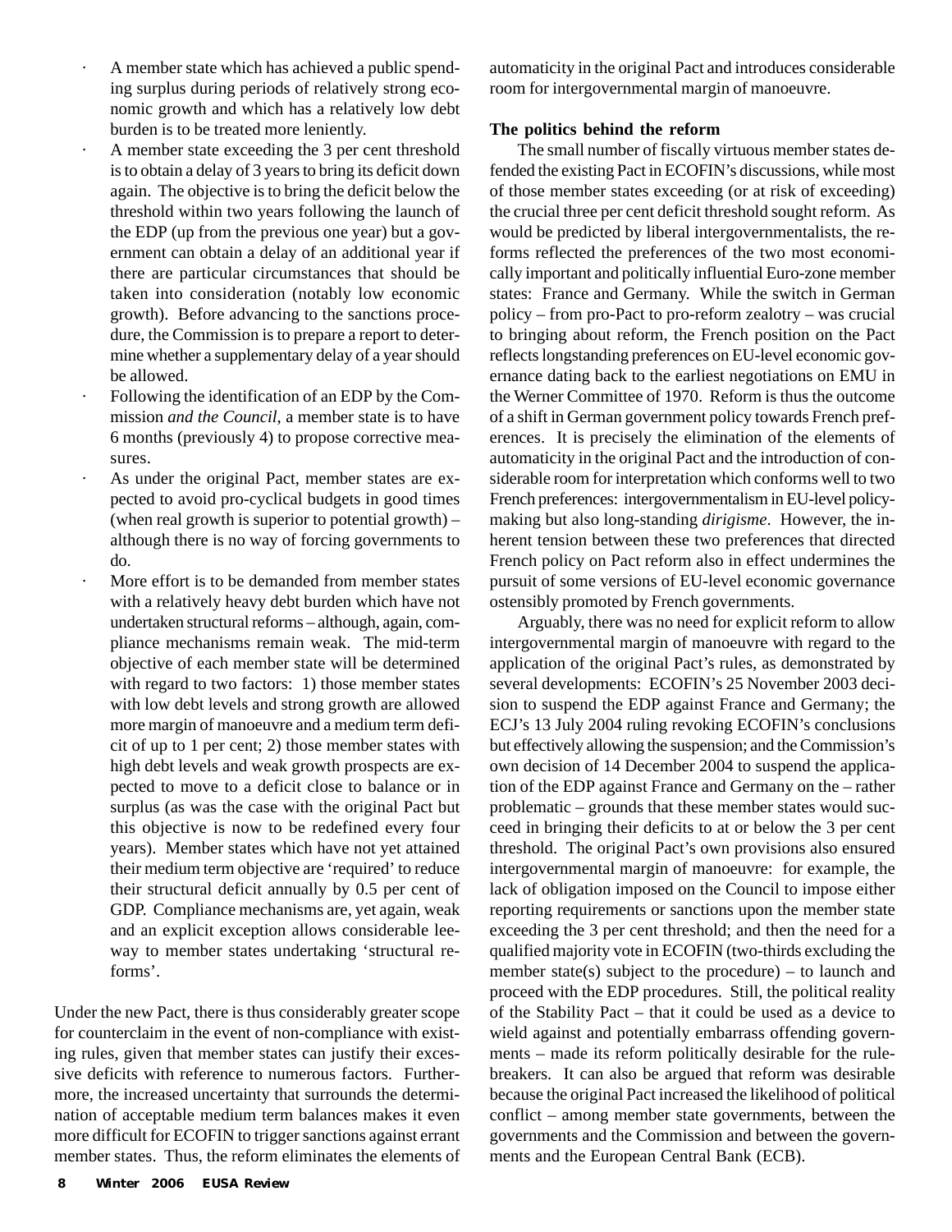- A member state which has achieved a public spending surplus during periods of relatively strong economic growth and which has a relatively low debt burden is to be treated more leniently.
- A member state exceeding the 3 per cent threshold is to obtain a delay of 3 years to bring its deficit down again. The objective is to bring the deficit below the threshold within two years following the launch of the EDP (up from the previous one year) but a government can obtain a delay of an additional year if there are particular circumstances that should be taken into consideration (notably low economic growth). Before advancing to the sanctions procedure, the Commission is to prepare a report to determine whether a supplementary delay of a year should be allowed.
- Following the identification of an EDP by the Commission *and the Council*, a member state is to have 6 months (previously 4) to propose corrective measures.
- As under the original Pact, member states are expected to avoid pro-cyclical budgets in good times (when real growth is superior to potential growth) – although there is no way of forcing governments to do.
- More effort is to be demanded from member states with a relatively heavy debt burden which have not undertaken structural reforms – although, again, compliance mechanisms remain weak. The mid-term objective of each member state will be determined with regard to two factors: 1) those member states with low debt levels and strong growth are allowed more margin of manoeuvre and a medium term deficit of up to 1 per cent; 2) those member states with high debt levels and weak growth prospects are expected to move to a deficit close to balance or in surplus (as was the case with the original Pact but this objective is now to be redefined every four years). Member states which have not yet attained their medium term objective are 'required' to reduce their structural deficit annually by 0.5 per cent of GDP. Compliance mechanisms are, yet again, weak and an explicit exception allows considerable leeway to member states undertaking 'structural reforms'.

Under the new Pact, there is thus considerably greater scope for counterclaim in the event of non-compliance with existing rules, given that member states can justify their excessive deficits with reference to numerous factors. Furthermore, the increased uncertainty that surrounds the determination of acceptable medium term balances makes it even more difficult for ECOFIN to trigger sanctions against errant member states. Thus, the reform eliminates the elements of automaticity in the original Pact and introduces considerable room for intergovernmental margin of manoeuvre.

**The politics behind the reform**

The small number of fiscally virtuous member states defended the existing Pact in ECOFIN's discussions, while most of those member states exceeding (or at risk of exceeding) the crucial three per cent deficit threshold sought reform. As would be predicted by liberal intergovernmentalists, the reforms reflected the preferences of the two most economically important and politically influential Euro-zone member states: France and Germany. While the switch in German policy – from pro-Pact to pro-reform zealotry – was crucial to bringing about reform, the French position on the Pact reflects longstanding preferences on EU-level economic governance dating back to the earliest negotiations on EMU in the Werner Committee of 1970. Reform is thus the outcome of a shift in German government policy towards French preferences. It is precisely the elimination of the elements of automaticity in the original Pact and the introduction of considerable room for interpretation which conforms well to two French preferences: intergovernmentalism in EU-level policy-making but also long-standing *dirigisme*. However, the inherent tension between these two preferences that directed French policy on Pact reform also in effect undermines the pursuit of some versions of EU-level economic governance ostensibly promoted by French governments.

Arguably, there was no need for explicit reform to allow intergovernmental margin of manoeuvre with regard to the application of the original Pact's rules, as demonstrated by several developments: ECOFIN's 25 November 2003 decision to suspend the EDP against France and Germany; the ECJ's 13 July 2004 ruling revoking ECOFIN's conclusions but effectively allowing the suspension; and the Commission's own decision of 14 December 2004 to suspend the application of the EDP against France and Germany on the – rather problematic – grounds that these member states would succeed in bringing their deficits to at or below the 3 per cent threshold. The original Pact's own provisions also ensured intergovernmental margin of manoeuvre: for example, the lack of obligation imposed on the Council to impose either reporting requirements or sanctions upon the member state exceeding the 3 per cent threshold; and then the need for a qualified majority vote in ECOFIN (two-thirds excluding the member state(s) subject to the procedure) – to launch and proceed with the EDP procedures. Still, the political reality of the Stability Pact – that it could be used as a device to wield against and potentially embarrass offending governments – made its reform politically desirable for the rule-breakers. It can also be argued that reform was desirable because the original Pact increased the likelihood of political conflict – among member state governments, between the governments and the Commission and between the governments and the European Central Bank (ECB).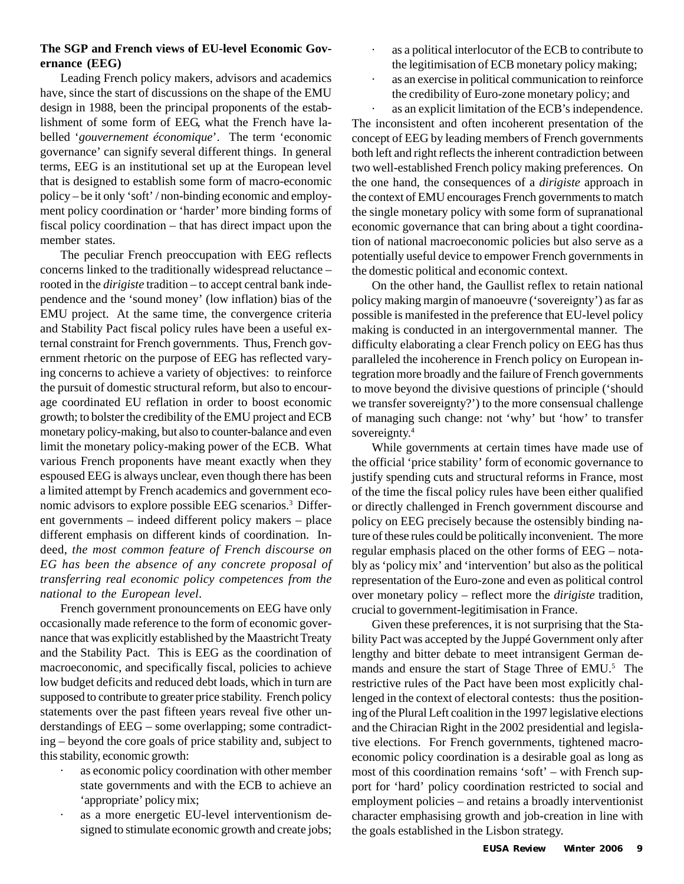**The SGP and French views of EU-level Economic Governance (EEG)**

Leading French policy makers, advisors and academics have, since the start of discussions on the shape of the EMU design in 1988, been the principal proponents of the establishment of some form of EEG, what the French have labelled '*gouvernement économique*'. The term 'economic governance' can signify several different things. In general terms, EEG is an institutional set up at the European level that is designed to establish some form of macro-economic policy – be it only 'soft' / non-binding economic and employment policy coordination or 'harder' more binding forms of fiscal policy coordination – that has direct impact upon the member states.

The peculiar French preoccupation with EEG reflects concerns linked to the traditionally widespread reluctance – rooted in the *dirigiste* tradition – to accept central bank independence and the 'sound money' (low inflation) bias of the EMU project. At the same time, the convergence criteria and Stability Pact fiscal policy rules have been a useful external constraint for French governments. Thus, French government rhetoric on the purpose of EEG has reflected varying concerns to achieve a variety of objectives: to reinforce the pursuit of domestic structural reform, but also to encourage coordinated EU reflation in order to boost economic growth; to bolster the credibility of the EMU project and ECB monetary policy-making, but also to counter-balance and even limit the monetary policy-making power of the ECB. What various French proponents have meant exactly when they espoused EEG is always unclear, even though there has been a limited attempt by French academics and government economic advisors to explore possible EEG scenarios.[3] Different governments – indeed different policy makers – place different emphasis on different kinds of coordination. Indeed, *the most common feature of French discourse on EG has been the absence of any concrete proposal of transferring real economic policy competences from the national to the European level*.

French government pronouncements on EEG have only occasionally made reference to the form of economic governance that was explicitly established by the Maastricht Treaty and the Stability Pact. This is EEG as the coordination of macroeconomic, and specifically fiscal, policies to achieve low budget deficits and reduced debt loads, which in turn are supposed to contribute to greater price stability. French policy statements over the past fifteen years reveal five other understandings of EEG – some overlapping; some contradicting – beyond the core goals of price stability and, subject to this stability, economic growth:

- as economic policy coordination with other member state governments and with the ECB to achieve an 'appropriate' policy mix;
- as a more energetic EU-level interventionism designed to stimulate economic growth and create jobs;
- as a political interlocutor of the ECB to contribute to the legitimisation of ECB monetary policy making;
- as an exercise in political communication to reinforce the credibility of Euro-zone monetary policy; and
- as an explicit limitation of the ECB's independence.

The inconsistent and often incoherent presentation of the concept of EEG by leading members of French governments both left and right reflects the inherent contradiction between two well-established French policy making preferences. On the one hand, the consequences of a *dirigiste* approach in the context of EMU encourages French governments to match the single monetary policy with some form of supranational economic governance that can bring about a tight coordination of national macroeconomic policies but also serve as a potentially useful device to empower French governments in the domestic political and economic context.

On the other hand, the Gaullist reflex to retain national policy making margin of manoeuvre ('sovereignty') as far as possible is manifested in the preference that EU-level policy making is conducted in an intergovernmental manner. The difficulty elaborating a clear French policy on EEG has thus paralleled the incoherence in French policy on European integration more broadly and the failure of French governments to move beyond the divisive questions of principle ('should we transfer sovereignty?') to the more consensual challenge of managing such change: not 'why' but 'how' to transfer sovereignty.[4]

While governments at certain times have made use of the official 'price stability' form of economic governance to justify spending cuts and structural reforms in France, most of the time the fiscal policy rules have been either qualified or directly challenged in French government discourse and policy on EEG precisely because the ostensibly binding nature of these rules could be politically inconvenient. The more regular emphasis placed on the other forms of EEG – notably as 'policy mix' and 'intervention' but also as the political representation of the Euro-zone and even as political control over monetary policy – reflect more the *dirigiste* tradition, crucial to government-legitimisation in France.

Given these preferences, it is not surprising that the Stability Pact was accepted by the Juppé Government only after lengthy and bitter debate to meet intransigent German demands and ensure the start of Stage Three of EMU.[5] The restrictive rules of the Pact have been most explicitly challenged in the context of electoral contests: thus the positioning of the Plural Left coalition in the 1997 legislative elections and the Chiracian Right in the 2002 presidential and legislative elections. For French governments, tightened macroeconomic policy coordination is a desirable goal as long as most of this coordination remains 'soft' – with French support for 'hard' policy coordination restricted to social and employment policies – and retains a broadly interventionist character emphasising growth and job-creation in line with the goals established in the Lisbon strategy.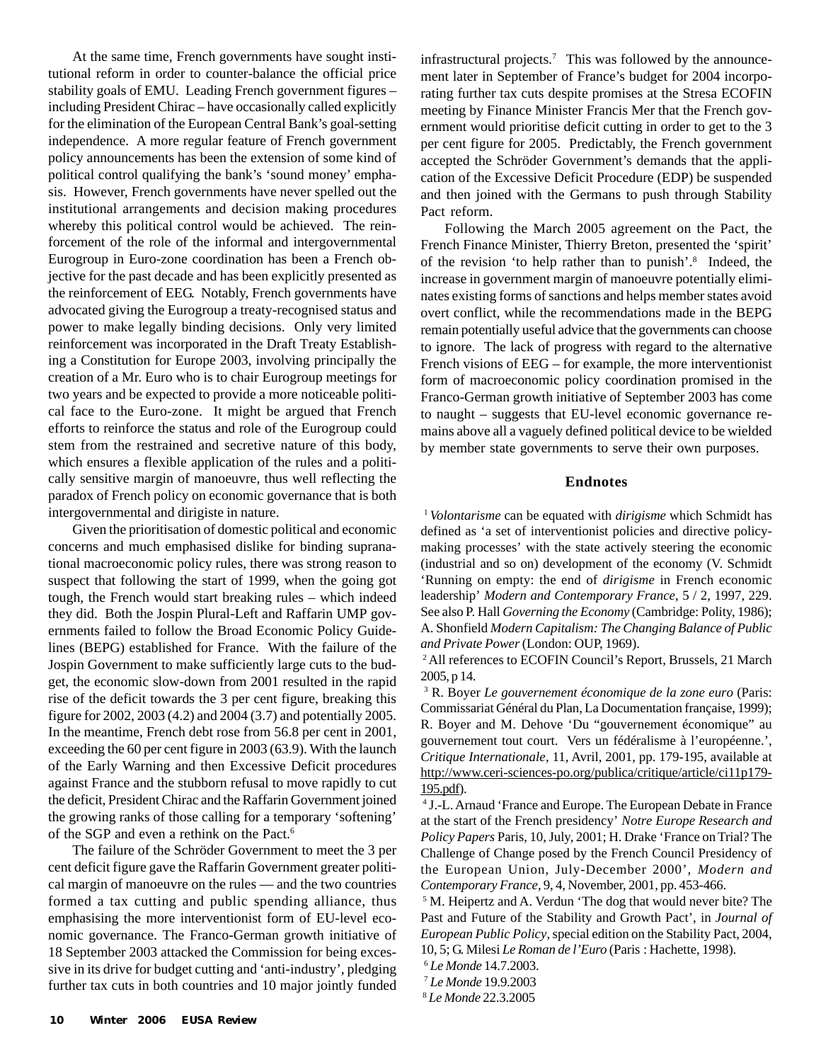At the same time, French governments have sought institutional reform in order to counter-balance the official price stability goals of EMU. Leading French government figures – including President Chirac – have occasionally called explicitly for the elimination of the European Central Bank's goal-setting independence. A more regular feature of French government policy announcements has been the extension of some kind of political control qualifying the bank's 'sound money' emphasis. However, French governments have never spelled out the institutional arrangements and decision making procedures whereby this political control would be achieved. The reinforcement of the role of the informal and intergovernmental Eurogroup in Euro-zone coordination has been a French objective for the past decade and has been explicitly presented as the reinforcement of EEG. Notably, French governments have advocated giving the Eurogroup a treaty-recognised status and power to make legally binding decisions. Only very limited reinforcement was incorporated in the Draft Treaty Establishing a Constitution for Europe 2003, involving principally the creation of a Mr. Euro who is to chair Eurogroup meetings for two years and be expected to provide a more noticeable political face to the Euro-zone. It might be argued that French efforts to reinforce the status and role of the Eurogroup could stem from the restrained and secretive nature of this body, which ensures a flexible application of the rules and a politically sensitive margin of manoeuvre, thus well reflecting the paradox of French policy on economic governance that is both intergovernmental and dirigiste in nature.

Given the prioritisation of domestic political and economic concerns and much emphasised dislike for binding supranational macroeconomic policy rules, there was strong reason to suspect that following the start of 1999, when the going got tough, the French would start breaking rules – which indeed they did. Both the Jospin Plural-Left and Raffarin UMP governments failed to follow the Broad Economic Policy Guidelines (BEPG) established for France. With the failure of the Jospin Government to make sufficiently large cuts to the budget, the economic slow-down from 2001 resulted in the rapid rise of the deficit towards the 3 per cent figure, breaking this figure for 2002, 2003 (4.2) and 2004 (3.7) and potentially 2005. In the meantime, French debt rose from 56.8 per cent in 2001, exceeding the 60 per cent figure in 2003 (63.9). With the launch of the Early Warning and then Excessive Deficit procedures against France and the stubborn refusal to move rapidly to cut the deficit, President Chirac and the Raffarin Government joined the growing ranks of those calling for a temporary 'softening' of the SGP and even a rethink on the Pact.[6]

The failure of the Schröder Government to meet the 3 per cent deficit figure gave the Raffarin Government greater political margin of manoeuvre on the rules — and the two countries formed a tax cutting and public spending alliance, thus emphasising the more interventionist form of EU-level economic governance. The Franco-German growth initiative of 18 September 2003 attacked the Commission for being excessive in its drive for budget cutting and 'anti-industry', pledging further tax cuts in both countries and 10 major jointly funded infrastructural projects.[7] This was followed by the announcement later in September of France's budget for 2004 incorporating further tax cuts despite promises at the Stresa ECOFIN meeting by Finance Minister Francis Mer that the French government would prioritise deficit cutting in order to get to the 3 per cent figure for 2005. Predictably, the French government accepted the Schröder Government's demands that the application of the Excessive Deficit Procedure (EDP) be suspended and then joined with the Germans to push through Stability Pact reform.

Following the March 2005 agreement on the Pact, the French Finance Minister, Thierry Breton, presented the 'spirit' of the revision 'to help rather than to punish'.[8] Indeed, the increase in government margin of manoeuvre potentially eliminates existing forms of sanctions and helps member states avoid overt conflict, while the recommendations made in the BEPG remain potentially useful advice that the governments can choose to ignore. The lack of progress with regard to the alternative French visions of EEG – for example, the more interventionist form of macroeconomic policy coordination promised in the Franco-German growth initiative of September 2003 has come to naught – suggests that EU-level economic governance remains above all a vaguely defined political device to be wielded by member state governments to serve their own purposes.

## Endnotes

[1] *Volontarisme* can be equated with *dirigisme* which Schmidt has defined as 'a set of interventionist policies and directive policy-making processes' with the state actively steering the economic (industrial and so on) development of the economy (V. Schmidt 'Running on empty: the end of *dirigisme* in French economic leadership' *Modern and Contemporary France*, 5 / 2, 1997, 229. See also P. Hall *Governing the Economy* (Cambridge: Polity, 1986); A. Shonfield *Modern Capitalism: The Changing Balance of Public and Private Power* (London: OUP, 1969).

[2] All references to ECOFIN Council's Report, Brussels, 21 March 2005, p 14.

[3] R. Boyer *Le gouvernement économique de la zone euro* (Paris: Commissariat Général du Plan, La Documentation française, 1999); R. Boyer and M. Dehove 'Du "gouvernement économique" au gouvernement tout court. Vers un fédéralisme à l'européenne.', *Critique Internationale*, 11, Avril, 2001, pp. 179-195, available at http://www.ceri-sciences-po.org/publica/critique/article/ci11p179-195.pdf).

[4] J.-L. Arnaud 'France and Europe. The European Debate in France at the start of the French presidency' *Notre Europe Research and Policy Papers* Paris, 10, July, 2001; H. Drake 'France on Trial? The Challenge of Change posed by the French Council Presidency of the European Union, July-December 2000', *Modern and Contemporary France*, 9, 4, November, 2001, pp. 453-466.

[5] M. Heipertz and A. Verdun 'The dog that would never bite? The Past and Future of the Stability and Growth Pact', in *Journal of European Public Policy*, special edition on the Stability Pact, 2004, 10, 5; G. Milesi *Le Roman de l'Euro* (Paris : Hachette, 1998).

[6] *Le Monde* 14.7.2003.

[7] *Le Monde* 19.9.2003

[8] *Le Monde* 22.3.2005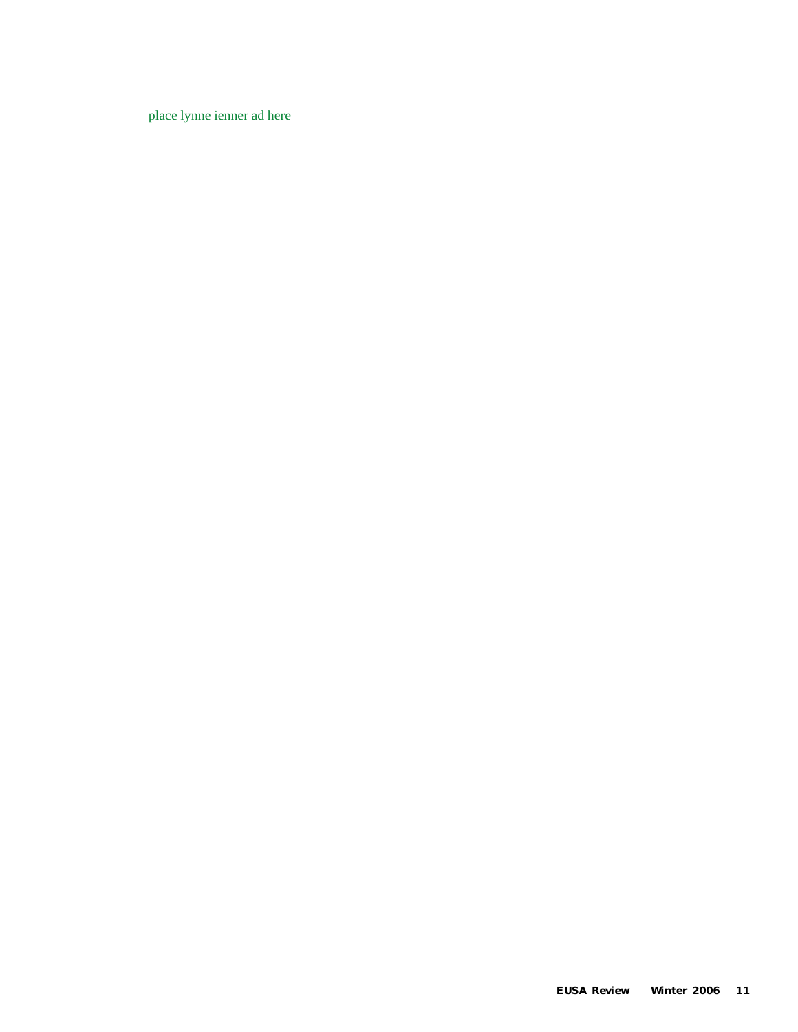place lynne ienner ad here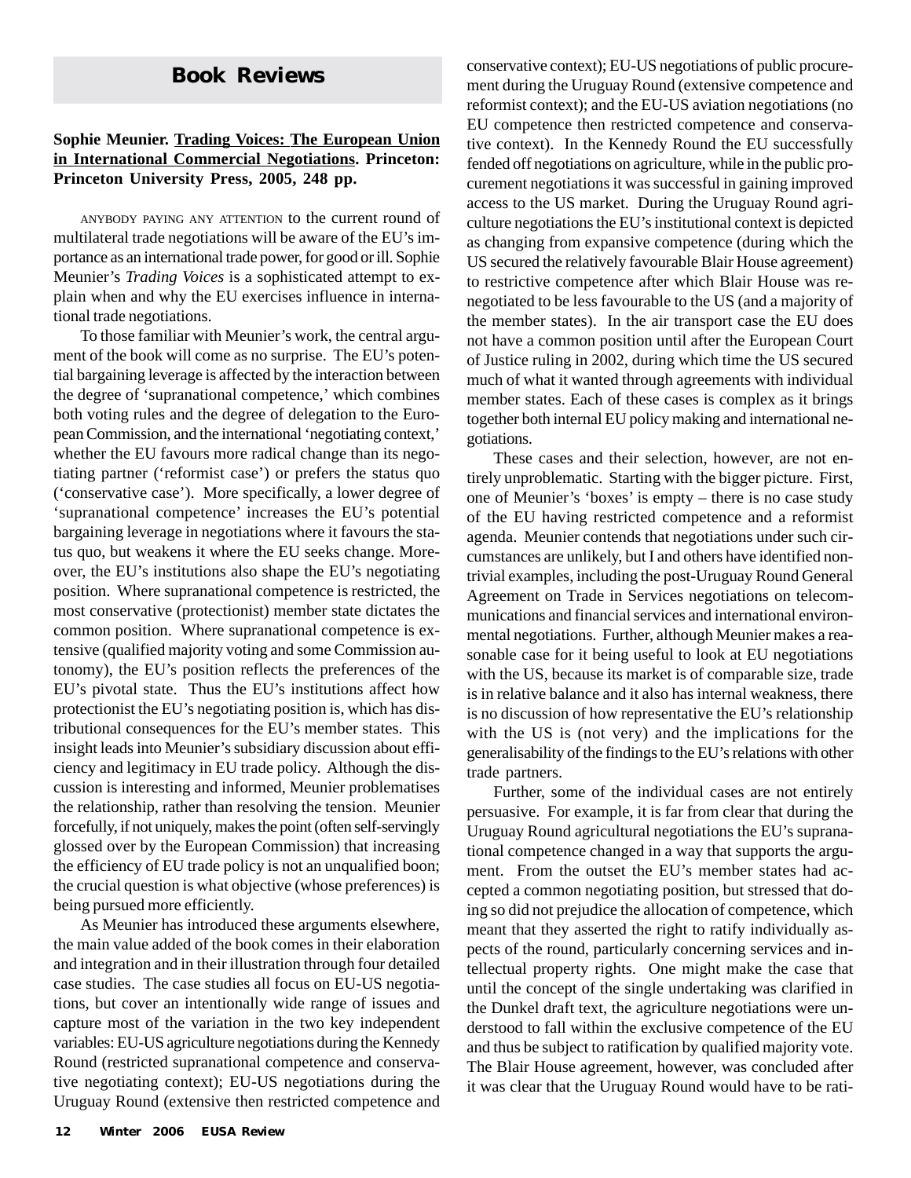# Book Reviews

**Sophie Meunier. Trading Voices: The European Union in International Commercial Negotiations. Princeton: Princeton University Press, 2005, 248 pp.**

ANYBODY PAYING ANY ATTENTION to the current round of multilateral trade negotiations will be aware of the EU's importance as an international trade power, for good or ill. Sophie Meunier's *Trading Voices* is a sophisticated attempt to explain when and why the EU exercises influence in international trade negotiations.

To those familiar with Meunier's work, the central argument of the book will come as no surprise. The EU's potential bargaining leverage is affected by the interaction between the degree of 'supranational competence,' which combines both voting rules and the degree of delegation to the European Commission, and the international 'negotiating context,' whether the EU favours more radical change than its negotiating partner ('reformist case') or prefers the status quo ('conservative case'). More specifically, a lower degree of 'supranational competence' increases the EU's potential bargaining leverage in negotiations where it favours the status quo, but weakens it where the EU seeks change. Moreover, the EU's institutions also shape the EU's negotiating position. Where supranational competence is restricted, the most conservative (protectionist) member state dictates the common position. Where supranational competence is extensive (qualified majority voting and some Commission autonomy), the EU's position reflects the preferences of the EU's pivotal state. Thus the EU's institutions affect how protectionist the EU's negotiating position is, which has distributional consequences for the EU's member states. This insight leads into Meunier's subsidiary discussion about efficiency and legitimacy in EU trade policy. Although the discussion is interesting and informed, Meunier problematises the relationship, rather than resolving the tension. Meunier forcefully, if not uniquely, makes the point (often self-servingly glossed over by the European Commission) that increasing the efficiency of EU trade policy is not an unqualified boon; the crucial question is what objective (whose preferences) is being pursued more efficiently.

As Meunier has introduced these arguments elsewhere, the main value added of the book comes in their elaboration and integration and in their illustration through four detailed case studies. The case studies all focus on EU-US negotiations, but cover an intentionally wide range of issues and capture most of the variation in the two key independent variables: EU-US agriculture negotiations during the Kennedy Round (restricted supranational competence and conservative negotiating context); EU-US negotiations during the Uruguay Round (extensive then restricted competence and conservative context); EU-US negotiations of public procurement during the Uruguay Round (extensive competence and reformist context); and the EU-US aviation negotiations (no EU competence then restricted competence and conservative context). In the Kennedy Round the EU successfully fended off negotiations on agriculture, while in the public procurement negotiations it was successful in gaining improved access to the US market. During the Uruguay Round agriculture negotiations the EU's institutional context is depicted as changing from expansive competence (during which the US secured the relatively favourable Blair House agreement) to restrictive competence after which Blair House was renegotiated to be less favourable to the US (and a majority of the member states). In the air transport case the EU does not have a common position until after the European Court of Justice ruling in 2002, during which time the US secured much of what it wanted through agreements with individual member states. Each of these cases is complex as it brings together both internal EU policy making and international negotiations.

These cases and their selection, however, are not entirely unproblematic. Starting with the bigger picture. First, one of Meunier's 'boxes' is empty – there is no case study of the EU having restricted competence and a reformist agenda. Meunier contends that negotiations under such circumstances are unlikely, but I and others have identified nontrivial examples, including the post-Uruguay Round General Agreement on Trade in Services negotiations on telecommunications and financial services and international environmental negotiations. Further, although Meunier makes a reasonable case for it being useful to look at EU negotiations with the US, because its market is of comparable size, trade is in relative balance and it also has internal weakness, there is no discussion of how representative the EU's relationship with the US is (not very) and the implications for the generalisability of the findings to the EU's relations with other trade partners.

Further, some of the individual cases are not entirely persuasive. For example, it is far from clear that during the Uruguay Round agricultural negotiations the EU's supranational competence changed in a way that supports the argument. From the outset the EU's member states had accepted a common negotiating position, but stressed that doing so did not prejudice the allocation of competence, which meant that they asserted the right to ratify individually aspects of the round, particularly concerning services and intellectual property rights. One might make the case that until the concept of the single undertaking was clarified in the Dunkel draft text, the agriculture negotiations were understood to fall within the exclusive competence of the EU and thus be subject to ratification by qualified majority vote. The Blair House agreement, however, was concluded after it was clear that the Uruguay Round would have to be rati-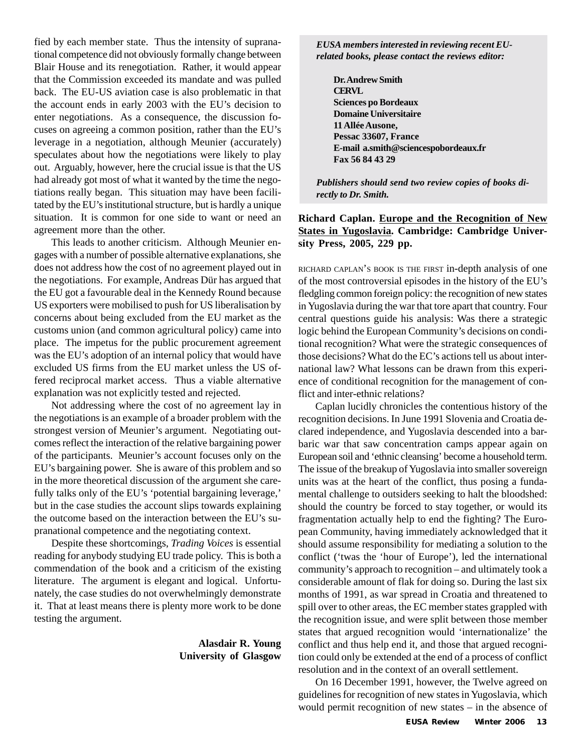fied by each member state. Thus the intensity of supranational competence did not obviously formally change between Blair House and its renegotiation. Rather, it would appear that the Commission exceeded its mandate and was pulled back. The EU-US aviation case is also problematic in that the account ends in early 2003 with the EU's decision to enter negotiations. As a consequence, the discussion focuses on agreeing a common position, rather than the EU's leverage in a negotiation, although Meunier (accurately) speculates about how the negotiations were likely to play out. Arguably, however, here the crucial issue is that the US had already got most of what it wanted by the time the negotiations really began. This situation may have been facilitated by the EU's institutional structure, but is hardly a unique situation. It is common for one side to want or need an agreement more than the other.

This leads to another criticism. Although Meunier engages with a number of possible alternative explanations, she does not address how the cost of no agreement played out in the negotiations. For example, Andreas Dür has argued that the EU got a favourable deal in the Kennedy Round because US exporters were mobilised to push for US liberalisation by concerns about being excluded from the EU market as the customs union (and common agricultural policy) came into place. The impetus for the public procurement agreement was the EU's adoption of an internal policy that would have excluded US firms from the EU market unless the US offered reciprocal market access. Thus a viable alternative explanation was not explicitly tested and rejected.

Not addressing where the cost of no agreement lay in the negotiations is an example of a broader problem with the strongest version of Meunier's argument. Negotiating outcomes reflect the interaction of the relative bargaining power of the participants. Meunier's account focuses only on the EU's bargaining power. She is aware of this problem and so in the more theoretical discussion of the argument she carefully talks only of the EU's 'potential bargaining leverage,' but in the case studies the account slips towards explaining the outcome based on the interaction between the EU's supranational competence and the negotiating context.

Despite these shortcomings, *Trading Voices* is essential reading for anybody studying EU trade policy. This is both a commendation of the book and a criticism of the existing literature. The argument is elegant and logical. Unfortunately, the case studies do not overwhelmingly demonstrate it. That at least means there is plenty more work to be done testing the argument.

**Alasdair R. Young**
**University of Glasgow**

***EUSA members interested in reviewing recent EU-related books, please contact the reviews editor:***

**Dr. Andrew Smith**
**CERVL**
**Sciences po Bordeaux**
**Domaine Universitaire**
**11 Allée Ausone,**
**Pessac 33607, France**
**E-mail a.smith@sciencespobordeaux.fr**
**Fax 56 84 43 29**

***Publishers should send two review copies of books directly to Dr. Smith.***

**Richard Caplan. Europe and the Recognition of New States in Yugoslavia. Cambridge: Cambridge University Press, 2005, 229 pp.**

RICHARD CAPLAN'S BOOK IS THE FIRST in-depth analysis of one of the most controversial episodes in the history of the EU's fledgling common foreign policy: the recognition of new states in Yugoslavia during the war that tore apart that country. Four central questions guide his analysis: Was there a strategic logic behind the European Community's decisions on conditional recognition? What were the strategic consequences of those decisions? What do the EC's actions tell us about international law? What lessons can be drawn from this experience of conditional recognition for the management of conflict and inter-ethnic relations?

Caplan lucidly chronicles the contentious history of the recognition decisions. In June 1991 Slovenia and Croatia declared independence, and Yugoslavia descended into a barbaric war that saw concentration camps appear again on European soil and 'ethnic cleansing' become a household term. The issue of the breakup of Yugoslavia into smaller sovereign units was at the heart of the conflict, thus posing a fundamental challenge to outsiders seeking to halt the bloodshed: should the country be forced to stay together, or would its fragmentation actually help to end the fighting? The European Community, having immediately acknowledged that it should assume responsibility for mediating a solution to the conflict ('twas the 'hour of Europe'), led the international community's approach to recognition – and ultimately took a considerable amount of flak for doing so. During the last six months of 1991, as war spread in Croatia and threatened to spill over to other areas, the EC member states grappled with the recognition issue, and were split between those member states that argued recognition would 'internationalize' the conflict and thus help end it, and those that argued recognition could only be extended at the end of a process of conflict resolution and in the context of an overall settlement.

On 16 December 1991, however, the Twelve agreed on guidelines for recognition of new states in Yugoslavia, which would permit recognition of new states – in the absence of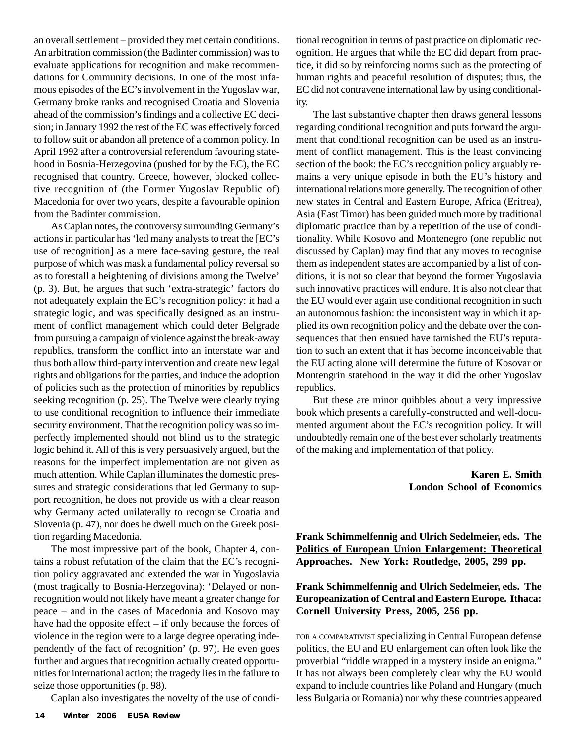an overall settlement – provided they met certain conditions. An arbitration commission (the Badinter commission) was to evaluate applications for recognition and make recommendations for Community decisions. In one of the most infamous episodes of the EC's involvement in the Yugoslav war, Germany broke ranks and recognised Croatia and Slovenia ahead of the commission's findings and a collective EC decision; in January 1992 the rest of the EC was effectively forced to follow suit or abandon all pretence of a common policy. In April 1992 after a controversial referendum favouring statehood in Bosnia-Herzegovina (pushed for by the EC), the EC recognised that country. Greece, however, blocked collective recognition of (the Former Yugoslav Republic of) Macedonia for over two years, despite a favourable opinion from the Badinter commission.

As Caplan notes, the controversy surrounding Germany's actions in particular has 'led many analysts to treat the [EC's use of recognition] as a mere face-saving gesture, the real purpose of which was mask a fundamental policy reversal so as to forestall a heightening of divisions among the Twelve' (p. 3). But, he argues that such 'extra-strategic' factors do not adequately explain the EC's recognition policy: it had a strategic logic, and was specifically designed as an instrument of conflict management which could deter Belgrade from pursuing a campaign of violence against the break-away republics, transform the conflict into an interstate war and thus both allow third-party intervention and create new legal rights and obligations for the parties, and induce the adoption of policies such as the protection of minorities by republics seeking recognition (p. 25). The Twelve were clearly trying to use conditional recognition to influence their immediate security environment. That the recognition policy was so imperfectly implemented should not blind us to the strategic logic behind it. All of this is very persuasively argued, but the reasons for the imperfect implementation are not given as much attention. While Caplan illuminates the domestic pressures and strategic considerations that led Germany to support recognition, he does not provide us with a clear reason why Germany acted unilaterally to recognise Croatia and Slovenia (p. 47), nor does he dwell much on the Greek position regarding Macedonia.

The most impressive part of the book, Chapter 4, contains a robust refutation of the claim that the EC's recognition policy aggravated and extended the war in Yugoslavia (most tragically to Bosnia-Herzegovina): 'Delayed or non-recognition would not likely have meant a greater change for peace – and in the cases of Macedonia and Kosovo may have had the opposite effect – if only because the forces of violence in the region were to a large degree operating independently of the fact of recognition' (p. 97). He even goes further and argues that recognition actually created opportunities for international action; the tragedy lies in the failure to seize those opportunities (p. 98).

Caplan also investigates the novelty of the use of conditional recognition in terms of past practice on diplomatic recognition. He argues that while the EC did depart from practice, it did so by reinforcing norms such as the protecting of human rights and peaceful resolution of disputes; thus, the EC did not contravene international law by using conditionality.

The last substantive chapter then draws general lessons regarding conditional recognition and puts forward the argument that conditional recognition can be used as an instrument of conflict management. This is the least convincing section of the book: the EC's recognition policy arguably remains a very unique episode in both the EU's history and international relations more generally. The recognition of other new states in Central and Eastern Europe, Africa (Eritrea), Asia (East Timor) has been guided much more by traditional diplomatic practice than by a repetition of the use of conditionality. While Kosovo and Montenegro (one republic not discussed by Caplan) may find that any moves to recognise them as independent states are accompanied by a list of conditions, it is not so clear that beyond the former Yugoslavia such innovative practices will endure. It is also not clear that the EU would ever again use conditional recognition in such an autonomous fashion: the inconsistent way in which it applied its own recognition policy and the debate over the consequences that then ensued have tarnished the EU's reputation to such an extent that it has become inconceivable that the EU acting alone will determine the future of Kosovar or Montengrin statehood in the way it did the other Yugoslav republics.

But these are minor quibbles about a very impressive book which presents a carefully-constructed and well-documented argument about the EC's recognition policy. It will undoubtedly remain one of the best ever scholarly treatments of the making and implementation of that policy.

**Karen E. Smith**
**London School of Economics**

**Frank Schimmelfennig and Ulrich Sedelmeier, eds. The Politics of European Union Enlargement: Theoretical Approaches. New York: Routledge, 2005, 299 pp.**

**Frank Schimmelfennig and Ulrich Sedelmeier, eds. The Europeanization of Central and Eastern Europe. Ithaca: Cornell University Press, 2005, 256 pp.**

FOR A COMPARATIVIST specializing in Central European defense politics, the EU and EU enlargement can often look like the proverbial "riddle wrapped in a mystery inside an enigma." It has not always been completely clear why the EU would expand to include countries like Poland and Hungary (much less Bulgaria or Romania) nor why these countries appeared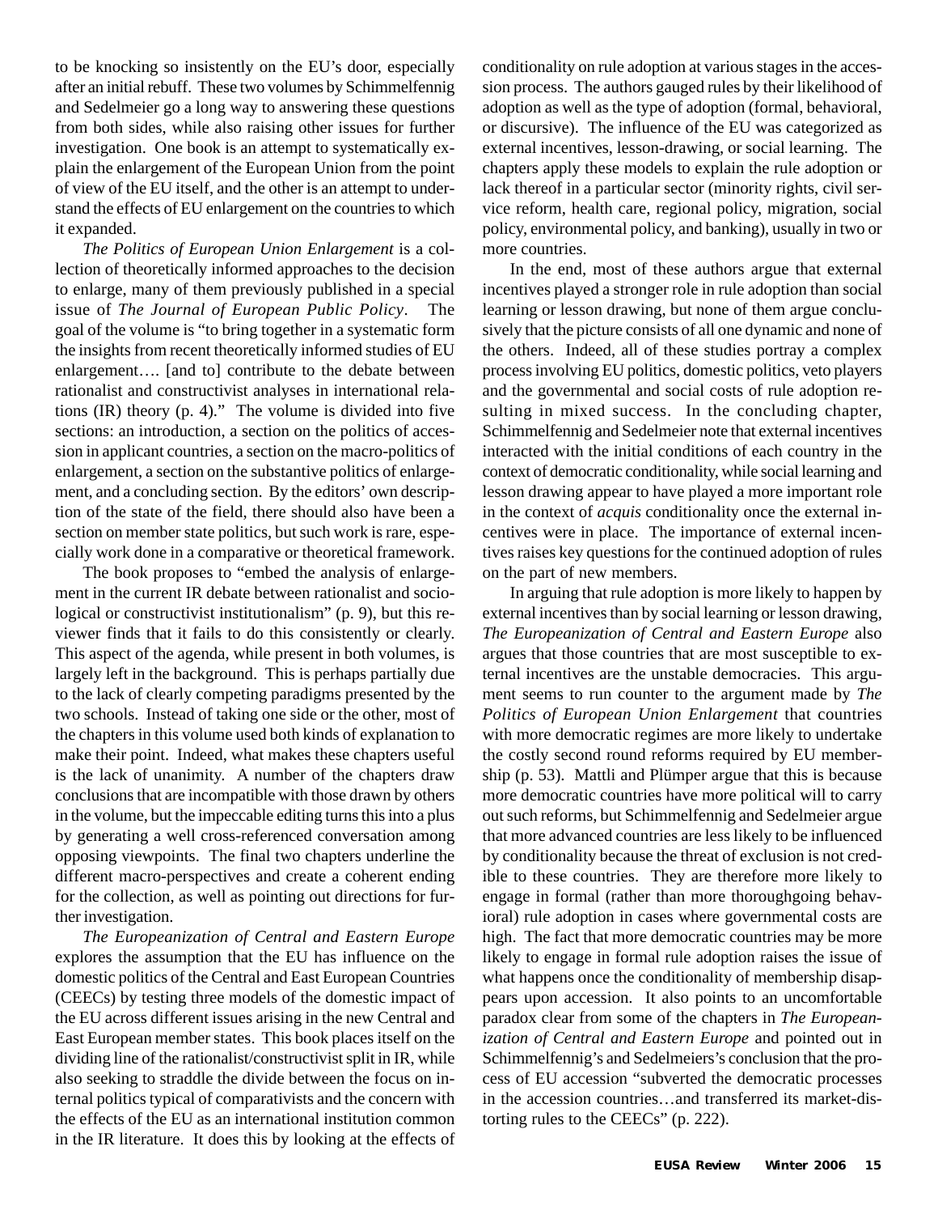to be knocking so insistently on the EU's door, especially after an initial rebuff. These two volumes by Schimmelfennig and Sedelmeier go a long way to answering these questions from both sides, while also raising other issues for further investigation. One book is an attempt to systematically explain the enlargement of the European Union from the point of view of the EU itself, and the other is an attempt to understand the effects of EU enlargement on the countries to which it expanded.

*The Politics of European Union Enlargement* is a collection of theoretically informed approaches to the decision to enlarge, many of them previously published in a special issue of *The Journal of European Public Policy*. The goal of the volume is "to bring together in a systematic form the insights from recent theoretically informed studies of EU enlargement…. [and to] contribute to the debate between rationalist and constructivist analyses in international relations (IR) theory (p. 4)." The volume is divided into five sections: an introduction, a section on the politics of accession in applicant countries, a section on the macro-politics of enlargement, a section on the substantive politics of enlargement, and a concluding section. By the editors' own description of the state of the field, there should also have been a section on member state politics, but such work is rare, especially work done in a comparative or theoretical framework.

The book proposes to "embed the analysis of enlargement in the current IR debate between rationalist and sociological or constructivist institutionalism" (p. 9), but this reviewer finds that it fails to do this consistently or clearly. This aspect of the agenda, while present in both volumes, is largely left in the background. This is perhaps partially due to the lack of clearly competing paradigms presented by the two schools. Instead of taking one side or the other, most of the chapters in this volume used both kinds of explanation to make their point. Indeed, what makes these chapters useful is the lack of unanimity. A number of the chapters draw conclusions that are incompatible with those drawn by others in the volume, but the impeccable editing turns this into a plus by generating a well cross-referenced conversation among opposing viewpoints. The final two chapters underline the different macro-perspectives and create a coherent ending for the collection, as well as pointing out directions for further investigation.

*The Europeanization of Central and Eastern Europe* explores the assumption that the EU has influence on the domestic politics of the Central and East European Countries (CEECs) by testing three models of the domestic impact of the EU across different issues arising in the new Central and East European member states. This book places itself on the dividing line of the rationalist/constructivist split in IR, while also seeking to straddle the divide between the focus on internal politics typical of comparativists and the concern with the effects of the EU as an international institution common in the IR literature. It does this by looking at the effects of conditionality on rule adoption at various stages in the accession process. The authors gauged rules by their likelihood of adoption as well as the type of adoption (formal, behavioral, or discursive). The influence of the EU was categorized as external incentives, lesson-drawing, or social learning. The chapters apply these models to explain the rule adoption or lack thereof in a particular sector (minority rights, civil service reform, health care, regional policy, migration, social policy, environmental policy, and banking), usually in two or more countries.

In the end, most of these authors argue that external incentives played a stronger role in rule adoption than social learning or lesson drawing, but none of them argue conclusively that the picture consists of all one dynamic and none of the others. Indeed, all of these studies portray a complex process involving EU politics, domestic politics, veto players and the governmental and social costs of rule adoption resulting in mixed success. In the concluding chapter, Schimmelfennig and Sedelmeier note that external incentives interacted with the initial conditions of each country in the context of democratic conditionality, while social learning and lesson drawing appear to have played a more important role in the context of *acquis* conditionality once the external incentives were in place. The importance of external incentives raises key questions for the continued adoption of rules on the part of new members.

In arguing that rule adoption is more likely to happen by external incentives than by social learning or lesson drawing, *The Europeanization of Central and Eastern Europe* also argues that those countries that are most susceptible to external incentives are the unstable democracies. This argument seems to run counter to the argument made by *The Politics of European Union Enlargement* that countries with more democratic regimes are more likely to undertake the costly second round reforms required by EU membership (p. 53). Mattli and Plümper argue that this is because more democratic countries have more political will to carry out such reforms, but Schimmelfennig and Sedelmeier argue that more advanced countries are less likely to be influenced by conditionality because the threat of exclusion is not credible to these countries. They are therefore more likely to engage in formal (rather than more thoroughgoing behavioral) rule adoption in cases where governmental costs are high. The fact that more democratic countries may be more likely to engage in formal rule adoption raises the issue of what happens once the conditionality of membership disappears upon accession. It also points to an uncomfortable paradox clear from some of the chapters in *The Europeanization of Central and Eastern Europe* and pointed out in Schimmelfennig's and Sedelmeiers's conclusion that the process of EU accession "subverted the democratic processes in the accession countries…and transferred its market-distorting rules to the CEECs" (p. 222).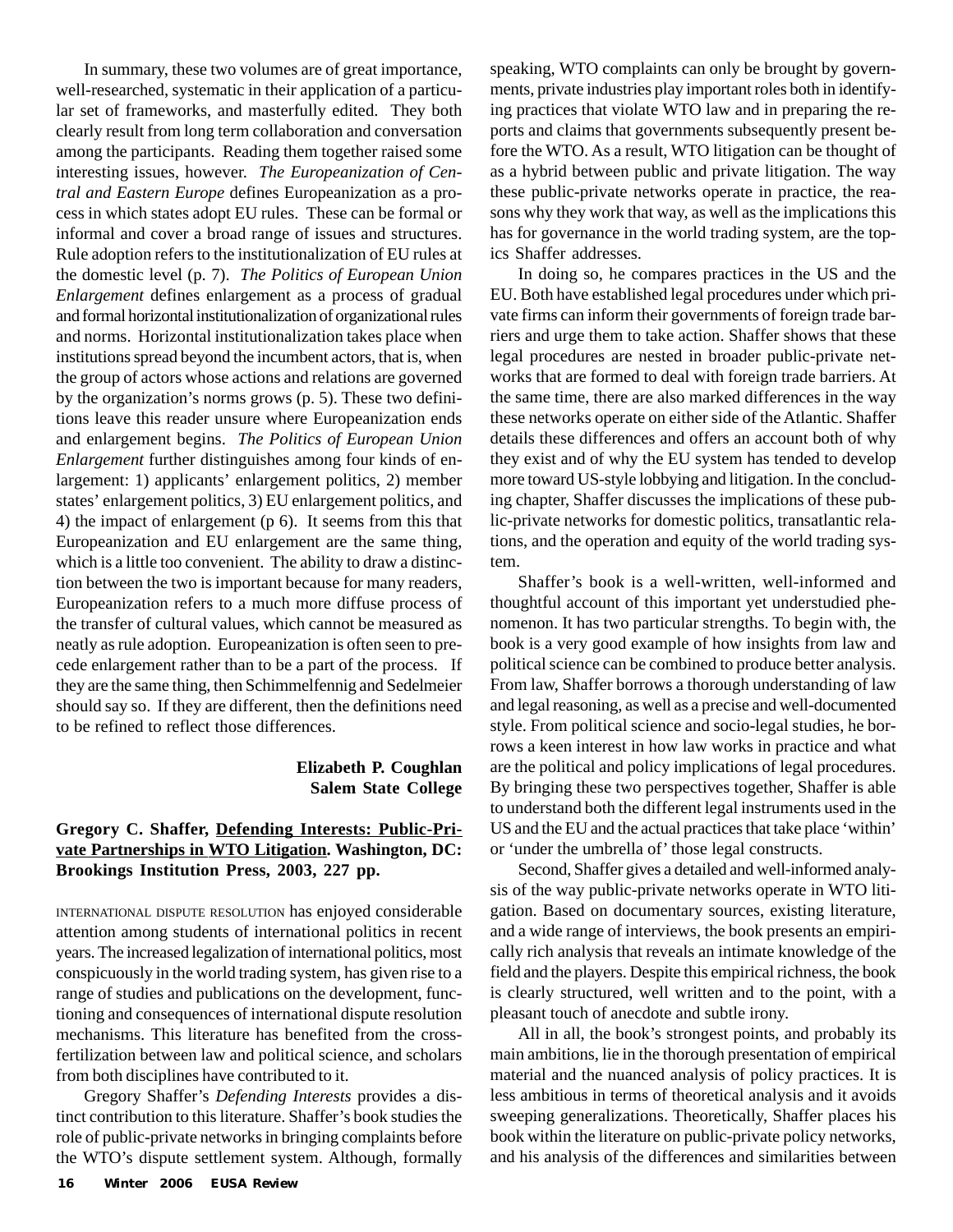In summary, these two volumes are of great importance, well-researched, systematic in their application of a particular set of frameworks, and masterfully edited. They both clearly result from long term collaboration and conversation among the participants. Reading them together raised some interesting issues, however. *The Europeanization of Central and Eastern Europe* defines Europeanization as a process in which states adopt EU rules. These can be formal or informal and cover a broad range of issues and structures. Rule adoption refers to the institutionalization of EU rules at the domestic level (p. 7). *The Politics of European Union Enlargement* defines enlargement as a process of gradual and formal horizontal institutionalization of organizational rules and norms. Horizontal institutionalization takes place when institutions spread beyond the incumbent actors, that is, when the group of actors whose actions and relations are governed by the organization's norms grows (p. 5). These two definitions leave this reader unsure where Europeanization ends and enlargement begins. *The Politics of European Union Enlargement* further distinguishes among four kinds of enlargement: 1) applicants' enlargement politics, 2) member states' enlargement politics, 3) EU enlargement politics, and 4) the impact of enlargement (p 6). It seems from this that Europeanization and EU enlargement are the same thing, which is a little too convenient. The ability to draw a distinction between the two is important because for many readers, Europeanization refers to a much more diffuse process of the transfer of cultural values, which cannot be measured as neatly as rule adoption. Europeanization is often seen to precede enlargement rather than to be a part of the process. If they are the same thing, then Schimmelfennig and Sedelmeier should say so. If they are different, then the definitions need to be refined to reflect those differences.

**Elizabeth P. Coughlan**
**Salem State College**

**Gregory C. Shaffer, Defending Interests: Public-Private Partnerships in WTO Litigation. Washington, DC: Brookings Institution Press, 2003, 227 pp.**

INTERNATIONAL DISPUTE RESOLUTION has enjoyed considerable attention among students of international politics in recent years. The increased legalization of international politics, most conspicuously in the world trading system, has given rise to a range of studies and publications on the development, functioning and consequences of international dispute resolution mechanisms. This literature has benefited from the cross-fertilization between law and political science, and scholars from both disciplines have contributed to it.

Gregory Shaffer's *Defending Interests* provides a distinct contribution to this literature. Shaffer's book studies the role of public-private networks in bringing complaints before the WTO's dispute settlement system. Although, formally speaking, WTO complaints can only be brought by governments, private industries play important roles both in identifying practices that violate WTO law and in preparing the reports and claims that governments subsequently present before the WTO. As a result, WTO litigation can be thought of as a hybrid between public and private litigation. The way these public-private networks operate in practice, the reasons why they work that way, as well as the implications this has for governance in the world trading system, are the topics Shaffer addresses.

In doing so, he compares practices in the US and the EU. Both have established legal procedures under which private firms can inform their governments of foreign trade barriers and urge them to take action. Shaffer shows that these legal procedures are nested in broader public-private networks that are formed to deal with foreign trade barriers. At the same time, there are also marked differences in the way these networks operate on either side of the Atlantic. Shaffer details these differences and offers an account both of why they exist and of why the EU system has tended to develop more toward US-style lobbying and litigation. In the concluding chapter, Shaffer discusses the implications of these public-private networks for domestic politics, transatlantic relations, and the operation and equity of the world trading system.

Shaffer's book is a well-written, well-informed and thoughtful account of this important yet understudied phenomenon. It has two particular strengths. To begin with, the book is a very good example of how insights from law and political science can be combined to produce better analysis. From law, Shaffer borrows a thorough understanding of law and legal reasoning, as well as a precise and well-documented style. From political science and socio-legal studies, he borrows a keen interest in how law works in practice and what are the political and policy implications of legal procedures. By bringing these two perspectives together, Shaffer is able to understand both the different legal instruments used in the US and the EU and the actual practices that take place 'within' or 'under the umbrella of' those legal constructs.

Second, Shaffer gives a detailed and well-informed analysis of the way public-private networks operate in WTO litigation. Based on documentary sources, existing literature, and a wide range of interviews, the book presents an empirically rich analysis that reveals an intimate knowledge of the field and the players. Despite this empirical richness, the book is clearly structured, well written and to the point, with a pleasant touch of anecdote and subtle irony.

All in all, the book's strongest points, and probably its main ambitions, lie in the thorough presentation of empirical material and the nuanced analysis of policy practices. It is less ambitious in terms of theoretical analysis and it avoids sweeping generalizations. Theoretically, Shaffer places his book within the literature on public-private policy networks, and his analysis of the differences and similarities between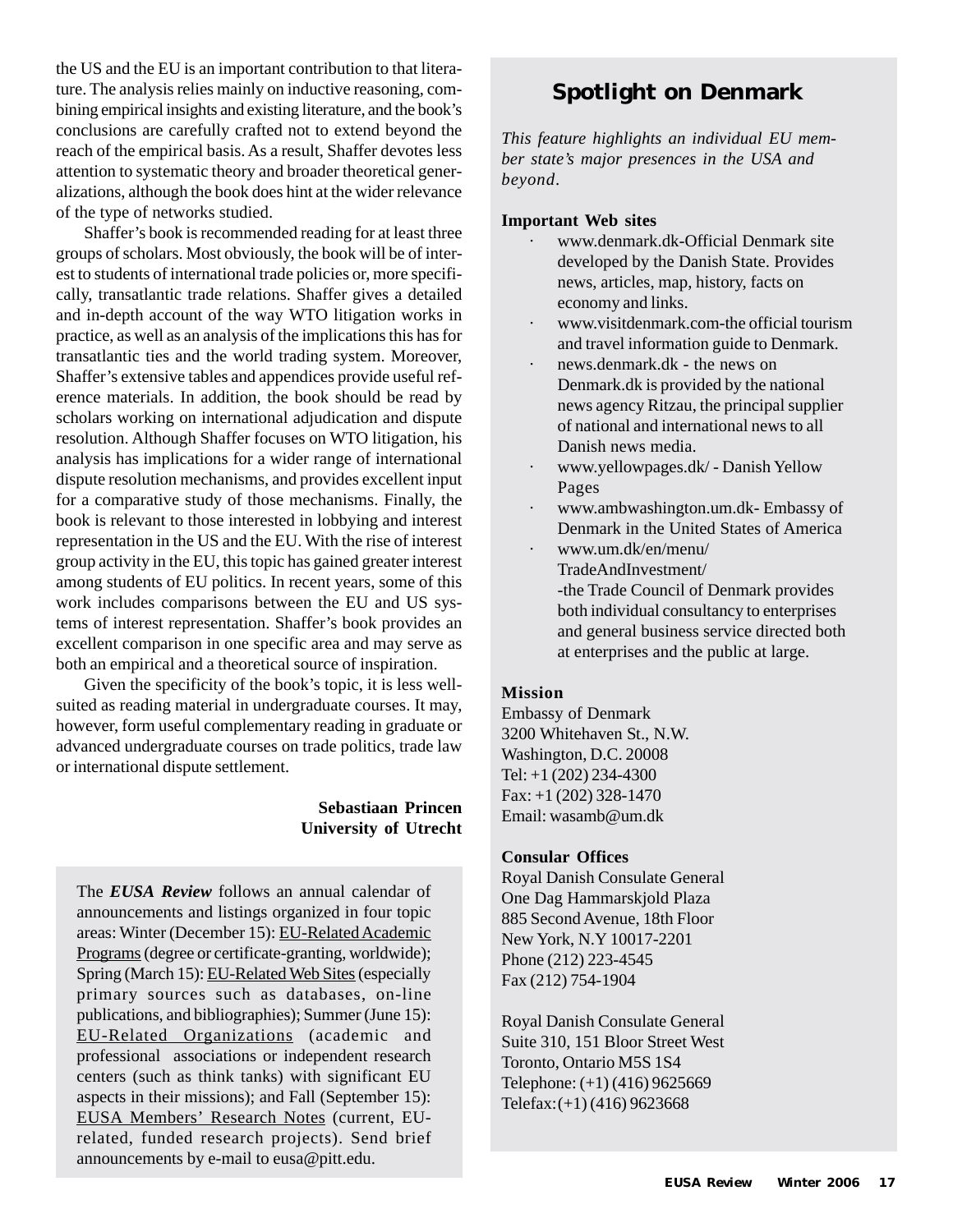the US and the EU is an important contribution to that literature. The analysis relies mainly on inductive reasoning, combining empirical insights and existing literature, and the book's conclusions are carefully crafted not to extend beyond the reach of the empirical basis. As a result, Shaffer devotes less attention to systematic theory and broader theoretical generalizations, although the book does hint at the wider relevance of the type of networks studied.

Shaffer's book is recommended reading for at least three groups of scholars. Most obviously, the book will be of interest to students of international trade policies or, more specifically, transatlantic trade relations. Shaffer gives a detailed and in-depth account of the way WTO litigation works in practice, as well as an analysis of the implications this has for transatlantic ties and the world trading system. Moreover, Shaffer's extensive tables and appendices provide useful reference materials. In addition, the book should be read by scholars working on international adjudication and dispute resolution. Although Shaffer focuses on WTO litigation, his analysis has implications for a wider range of international dispute resolution mechanisms, and provides excellent input for a comparative study of those mechanisms. Finally, the book is relevant to those interested in lobbying and interest representation in the US and the EU. With the rise of interest group activity in the EU, this topic has gained greater interest among students of EU politics. In recent years, some of this work includes comparisons between the EU and US systems of interest representation. Shaffer's book provides an excellent comparison in one specific area and may serve as both an empirical and a theoretical source of inspiration.

Given the specificity of the book's topic, it is less well-suited as reading material in undergraduate courses. It may, however, form useful complementary reading in graduate or advanced undergraduate courses on trade politics, trade law or international dispute settlement.

**Sebastiaan Princen**
**University of Utrecht**

The ***EUSA Review*** follows an annual calendar of announcements and listings organized in four topic areas: Winter (December 15): EU-Related Academic Programs (degree or certificate-granting, worldwide); Spring (March 15): EU-Related Web Sites (especially primary sources such as databases, on-line publications, and bibliographies); Summer (June 15): EU-Related Organizations (academic and professional associations or independent research centers (such as think tanks) with significant EU aspects in their missions); and Fall (September 15): EUSA Members' Research Notes (current, EU-related, funded research projects). Send brief announcements by e-mail to eusa@pitt.edu.

## Spotlight on Denmark

*This feature highlights an individual EU member state's major presences in the USA and beyond.*

**Important Web sites**

- www.denmark.dk-Official Denmark site developed by the Danish State. Provides news, articles, map, history, facts on economy and links.
- www.visitdenmark.com-the official tourism and travel information guide to Denmark.
- news.denmark.dk - the news on Denmark.dk is provided by the national news agency Ritzau, the principal supplier of national and international news to all Danish news media.
- www.yellowpages.dk/ - Danish Yellow Pages
- www.ambwashington.um.dk- Embassy of Denmark in the United States of America
- www.um.dk/en/menu/TradeAndInvestment/ -the Trade Council of Denmark provides both individual consultancy to enterprises and general business service directed both at enterprises and the public at large.

**Mission**

Embassy of Denmark
3200 Whitehaven St., N.W.
Washington, D.C. 20008
Tel: +1 (202) 234-4300
Fax: +1 (202) 328-1470
Email: wasamb@um.dk

**Consular Offices**

Royal Danish Consulate General
One Dag Hammarskjold Plaza
885 Second Avenue, 18th Floor
New York, N.Y 10017-2201
Phone (212) 223-4545
Fax (212) 754-1904

Royal Danish Consulate General
Suite 310, 151 Bloor Street West
Toronto, Ontario M5S 1S4
Telephone: (+1) (416) 9625669
Telefax:(+1) (416) 9623668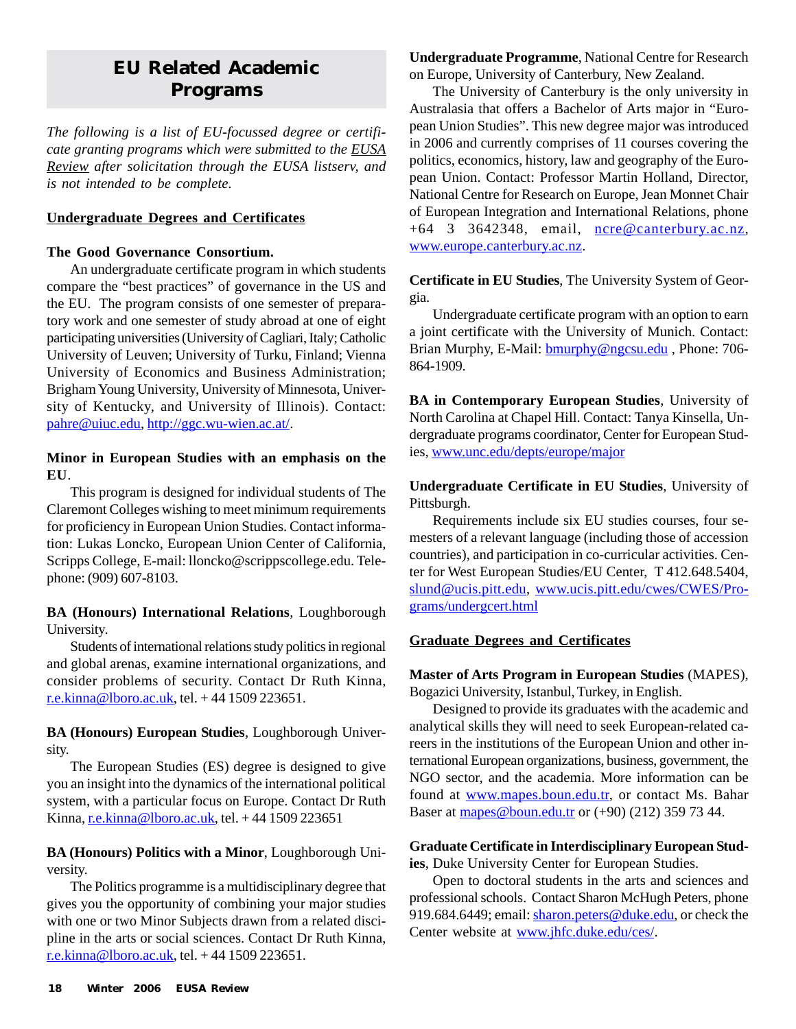# EU Related Academic Programs

*The following is a list of EU-focussed degree or certificate granting programs which were submitted to the EUSA Review after solicitation through the EUSA listserv, and is not intended to be complete.*

## Undergraduate Degrees and Certificates

**The Good Governance Consortium.**

An undergraduate certificate program in which students compare the "best practices" of governance in the US and the EU. The program consists of one semester of preparatory work and one semester of study abroad at one of eight participating universities (University of Cagliari, Italy; Catholic University of Leuven; University of Turku, Finland; Vienna University of Economics and Business Administration; Brigham Young University, University of Minnesota, University of Kentucky, and University of Illinois). Contact: pahre@uiuc.edu, http://ggc.wu-wien.ac.at/.

**Minor in European Studies with an emphasis on the EU**.

This program is designed for individual students of The Claremont Colleges wishing to meet minimum requirements for proficiency in European Union Studies. Contact information: Lukas Loncko, European Union Center of California, Scripps College, E-mail: lloncko@scrippscollege.edu. Telephone: (909) 607-8103.

**BA (Honours) International Relations**, Loughborough University.

Students of international relations study politics in regional and global arenas, examine international organizations, and consider problems of security. Contact Dr Ruth Kinna, r.e.kinna@lboro.ac.uk, tel. + 44 1509 223651.

**BA (Honours) European Studies**, Loughborough University.

The European Studies (ES) degree is designed to give you an insight into the dynamics of the international political system, with a particular focus on Europe. Contact Dr Ruth Kinna, r.e.kinna@lboro.ac.uk, tel. + 44 1509 223651

**BA (Honours) Politics with a Minor**, Loughborough University.

The Politics programme is a multidisciplinary degree that gives you the opportunity of combining your major studies with one or two Minor Subjects drawn from a related discipline in the arts or social sciences. Contact Dr Ruth Kinna, r.e.kinna@lboro.ac.uk, tel. + 44 1509 223651.

**Undergraduate Programme**, National Centre for Research on Europe, University of Canterbury, New Zealand.

The University of Canterbury is the only university in Australasia that offers a Bachelor of Arts major in "European Union Studies". This new degree major was introduced in 2006 and currently comprises of 11 courses covering the politics, economics, history, law and geography of the European Union. Contact: Professor Martin Holland, Director, National Centre for Research on Europe, Jean Monnet Chair of European Integration and International Relations, phone +64 3 3642348, email, ncre@canterbury.ac.nz, www.europe.canterbury.ac.nz.

**Certificate in EU Studies**, The University System of Georgia.

Undergraduate certificate program with an option to earn a joint certificate with the University of Munich. Contact: Brian Murphy, E-Mail: bmurphy@ngcsu.edu , Phone: 706-864-1909.

**BA in Contemporary European Studies**, University of North Carolina at Chapel Hill. Contact: Tanya Kinsella, Undergraduate programs coordinator, Center for European Studies, www.unc.edu/depts/europe/major

**Undergraduate Certificate in EU Studies**, University of Pittsburgh.

Requirements include six EU studies courses, four semesters of a relevant language (including those of accession countries), and participation in co-curricular activities. Center for West European Studies/EU Center, T 412.648.5404, slund@ucis.pitt.edu, www.ucis.pitt.edu/cwes/CWES/Programs/undergcert.html

## Graduate Degrees and Certificates

**Master of Arts Program in European Studies** (MAPES), Bogazici University, Istanbul, Turkey, in English.

Designed to provide its graduates with the academic and analytical skills they will need to seek European-related careers in the institutions of the European Union and other international European organizations, business, government, the NGO sector, and the academia. More information can be found at www.mapes.boun.edu.tr, or contact Ms. Bahar Baser at mapes@boun.edu.tr or (+90) (212) 359 73 44.

**Graduate Certificate in Interdisciplinary European Studies**, Duke University Center for European Studies.

Open to doctoral students in the arts and sciences and professional schools. Contact Sharon McHugh Peters, phone 919.684.6449; email: sharon.peters@duke.edu, or check the Center website at www.jhfc.duke.edu/ces/.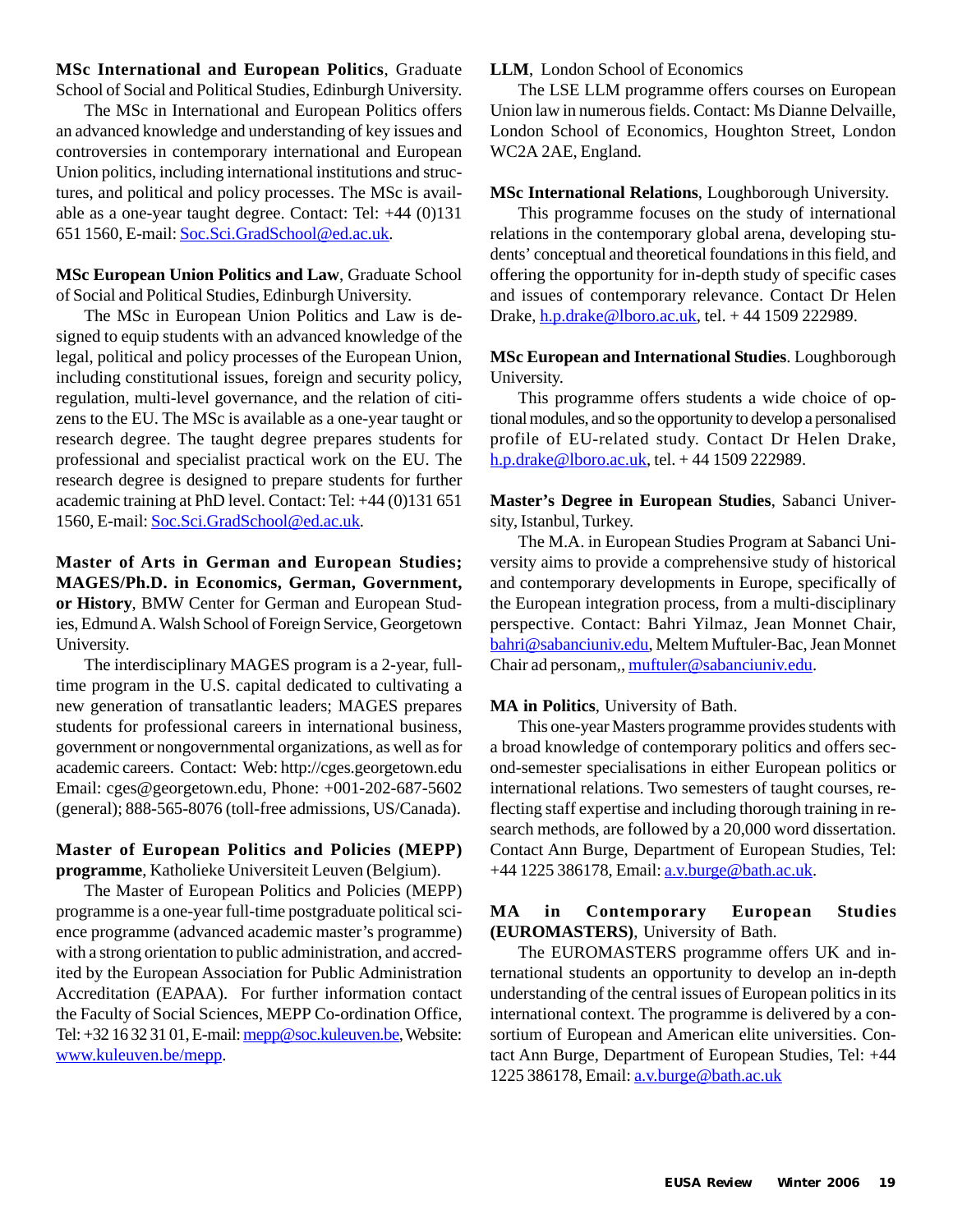**MSc International and European Politics**, Graduate School of Social and Political Studies, Edinburgh University.

The MSc in International and European Politics offers an advanced knowledge and understanding of key issues and controversies in contemporary international and European Union politics, including international institutions and structures, and political and policy processes. The MSc is available as a one-year taught degree. Contact: Tel: +44 (0)131 651 1560, E-mail: Soc.Sci.GradSchool@ed.ac.uk.

**MSc European Union Politics and Law**, Graduate School of Social and Political Studies, Edinburgh University.

The MSc in European Union Politics and Law is designed to equip students with an advanced knowledge of the legal, political and policy processes of the European Union, including constitutional issues, foreign and security policy, regulation, multi-level governance, and the relation of citizens to the EU. The MSc is available as a one-year taught or research degree. The taught degree prepares students for professional and specialist practical work on the EU. The research degree is designed to prepare students for further academic training at PhD level. Contact: Tel: +44 (0)131 651 1560, E-mail: Soc.Sci.GradSchool@ed.ac.uk.

**Master of Arts in German and European Studies; MAGES/Ph.D. in Economics, German, Government, or History**, BMW Center for German and European Studies, Edmund A. Walsh School of Foreign Service, Georgetown University.

The interdisciplinary MAGES program is a 2-year, full-time program in the U.S. capital dedicated to cultivating a new generation of transatlantic leaders; MAGES prepares students for professional careers in international business, government or nongovernmental organizations, as well as for academic careers. Contact: Web: http://cges.georgetown.edu Email: cges@georgetown.edu, Phone: +001-202-687-5602 (general); 888-565-8076 (toll-free admissions, US/Canada).

**Master of European Politics and Policies (MEPP) programme**, Katholieke Universiteit Leuven (Belgium).

The Master of European Politics and Policies (MEPP) programme is a one-year full-time postgraduate political science programme (advanced academic master's programme) with a strong orientation to public administration, and accredited by the European Association for Public Administration Accreditation (EAPAA). For further information contact the Faculty of Social Sciences, MEPP Co-ordination Office, Tel: +32 16 32 31 01, E-mail: mepp@soc.kuleuven.be, Website: www.kuleuven.be/mepp.

**LLM**, London School of Economics

The LSE LLM programme offers courses on European Union law in numerous fields. Contact: Ms Dianne Delvaille, London School of Economics, Houghton Street, London WC2A 2AE, England.

**MSc International Relations**, Loughborough University.

This programme focuses on the study of international relations in the contemporary global arena, developing students' conceptual and theoretical foundations in this field, and offering the opportunity for in-depth study of specific cases and issues of contemporary relevance. Contact Dr Helen Drake, h.p.drake@lboro.ac.uk, tel. + 44 1509 222989.

**MSc European and International Studies**. Loughborough University.

This programme offers students a wide choice of optional modules, and so the opportunity to develop a personalised profile of EU-related study. Contact Dr Helen Drake, h.p.drake@lboro.ac.uk, tel. + 44 1509 222989.

**Master's Degree in European Studies**, Sabanci University, Istanbul, Turkey.

The M.A. in European Studies Program at Sabanci University aims to provide a comprehensive study of historical and contemporary developments in Europe, specifically of the European integration process, from a multi-disciplinary perspective. Contact: Bahri Yilmaz, Jean Monnet Chair, bahri@sabanciuniv.edu, Meltem Muftuler-Bac, Jean Monnet Chair ad personam,, muftuler@sabanciuniv.edu.

**MA in Politics**, University of Bath.

This one-year Masters programme provides students with a broad knowledge of contemporary politics and offers second-semester specialisations in either European politics or international relations. Two semesters of taught courses, reflecting staff expertise and including thorough training in research methods, are followed by a 20,000 word dissertation. Contact Ann Burge, Department of European Studies, Tel: +44 1225 386178, Email: a.v.burge@bath.ac.uk.

**MA in Contemporary European Studies (EUROMASTERS)**, University of Bath.

The EUROMASTERS programme offers UK and international students an opportunity to develop an in-depth understanding of the central issues of European politics in its international context. The programme is delivered by a consortium of European and American elite universities. Contact Ann Burge, Department of European Studies, Tel: +44 1225 386178, Email: a.v.burge@bath.ac.uk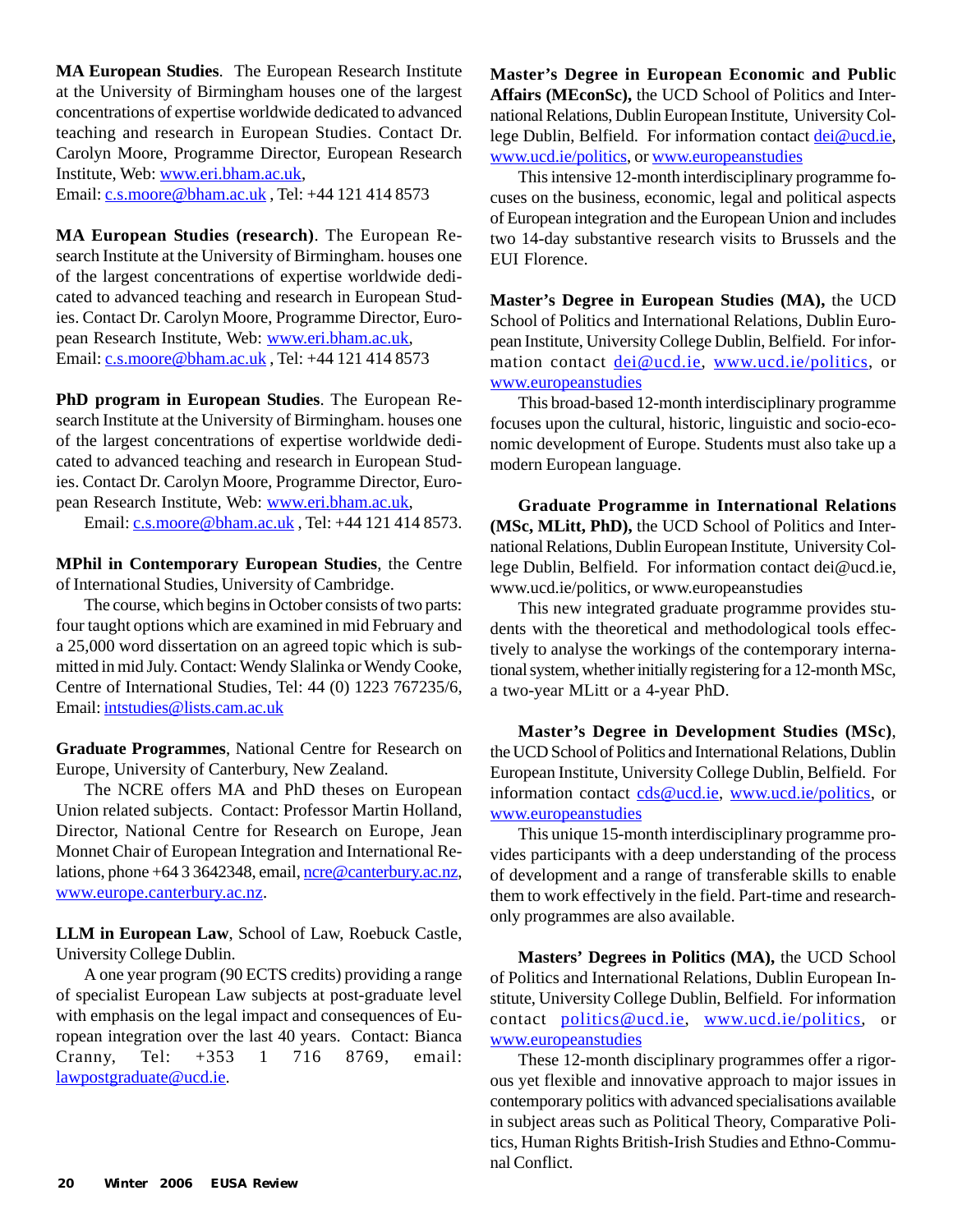**MA European Studies**. The European Research Institute at the University of Birmingham houses one of the largest concentrations of expertise worldwide dedicated to advanced teaching and research in European Studies. Contact Dr. Carolyn Moore, Programme Director, European Research Institute, Web: www.eri.bham.ac.uk,
Email: c.s.moore@bham.ac.uk , Tel: +44 121 414 8573

**MA European Studies (research)**. The European Research Institute at the University of Birmingham. houses one of the largest concentrations of expertise worldwide dedicated to advanced teaching and research in European Studies. Contact Dr. Carolyn Moore, Programme Director, European Research Institute, Web: www.eri.bham.ac.uk,
Email: c.s.moore@bham.ac.uk , Tel: +44 121 414 8573

**PhD program in European Studies**. The European Research Institute at the University of Birmingham. houses one of the largest concentrations of expertise worldwide dedicated to advanced teaching and research in European Studies. Contact Dr. Carolyn Moore, Programme Director, European Research Institute, Web: www.eri.bham.ac.uk,
Email: c.s.moore@bham.ac.uk , Tel: +44 121 414 8573.

**MPhil in Contemporary European Studies**, the Centre of International Studies, University of Cambridge.

The course, which begins in October consists of two parts: four taught options which are examined in mid February and a 25,000 word dissertation on an agreed topic which is submitted in mid July. Contact: Wendy Slalinka or Wendy Cooke, Centre of International Studies, Tel: 44 (0) 1223 767235/6, Email: intstudies@lists.cam.ac.uk

**Graduate Programmes**, National Centre for Research on Europe, University of Canterbury, New Zealand.

The NCRE offers MA and PhD theses on European Union related subjects. Contact: Professor Martin Holland, Director, National Centre for Research on Europe, Jean Monnet Chair of European Integration and International Relations, phone +64 3 3642348, email, ncre@canterbury.ac.nz, www.europe.canterbury.ac.nz.

**LLM in European Law**, School of Law, Roebuck Castle, University College Dublin.

A one year program (90 ECTS credits) providing a range of specialist European Law subjects at post-graduate level with emphasis on the legal impact and consequences of European integration over the last 40 years. Contact: Bianca Cranny, Tel: +353 1 716 8769, email: lawpostgraduate@ucd.ie.

**Master's Degree in European Economic and Public Affairs (MEconSc),** the UCD School of Politics and International Relations, Dublin European Institute, University College Dublin, Belfield. For information contact dei@ucd.ie, www.ucd.ie/politics, or www.europeanstudies

This intensive 12-month interdisciplinary programme focuses on the business, economic, legal and political aspects of European integration and the European Union and includes two 14-day substantive research visits to Brussels and the EUI Florence.

**Master's Degree in European Studies (MA),** the UCD School of Politics and International Relations, Dublin European Institute, University College Dublin, Belfield. For information contact dei@ucd.ie, www.ucd.ie/politics, or www.europeanstudies

This broad-based 12-month interdisciplinary programme focuses upon the cultural, historic, linguistic and socio-economic development of Europe. Students must also take up a modern European language.

**Graduate Programme in International Relations (MSc, MLitt, PhD),** the UCD School of Politics and International Relations, Dublin European Institute, University College Dublin, Belfield. For information contact dei@ucd.ie, www.ucd.ie/politics, or www.europeanstudies

This new integrated graduate programme provides students with the theoretical and methodological tools effectively to analyse the workings of the contemporary international system, whether initially registering for a 12-month MSc, a two-year MLitt or a 4-year PhD.

**Master's Degree in Development Studies (MSc)**, the UCD School of Politics and International Relations, Dublin European Institute, University College Dublin, Belfield. For information contact cds@ucd.ie, www.ucd.ie/politics, or www.europeanstudies

This unique 15-month interdisciplinary programme provides participants with a deep understanding of the process of development and a range of transferable skills to enable them to work effectively in the field. Part-time and research-only programmes are also available.

**Masters' Degrees in Politics (MA),** the UCD School of Politics and International Relations, Dublin European Institute, University College Dublin, Belfield. For information contact politics@ucd.ie, www.ucd.ie/politics, or www.europeanstudies

These 12-month disciplinary programmes offer a rigorous yet flexible and innovative approach to major issues in contemporary politics with advanced specialisations available in subject areas such as Political Theory, Comparative Politics, Human Rights British-Irish Studies and Ethno-Communal Conflict.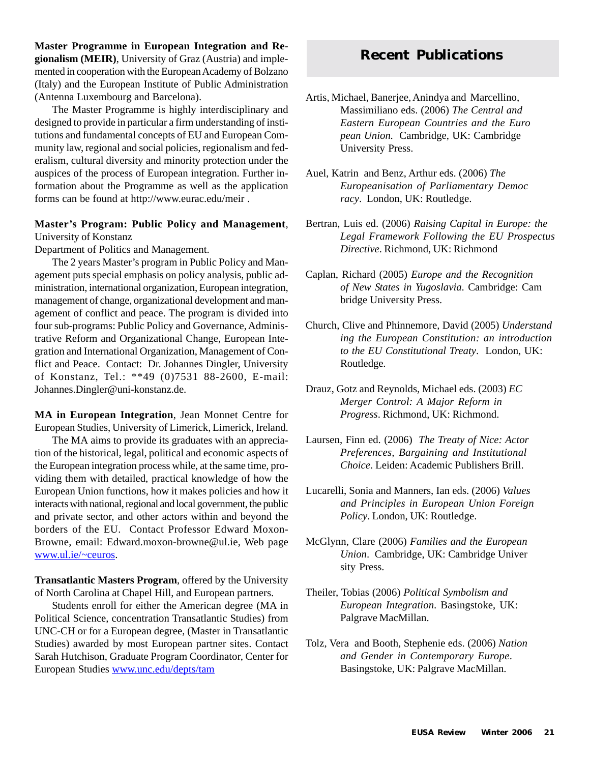**Master Programme in European Integration and Regionalism (MEIR)**, University of Graz (Austria) and implemented in cooperation with the European Academy of Bolzano (Italy) and the European Institute of Public Administration (Antenna Luxembourg and Barcelona).

The Master Programme is highly interdisciplinary and designed to provide in particular a firm understanding of institutions and fundamental concepts of EU and European Community law, regional and social policies, regionalism and federalism, cultural diversity and minority protection under the auspices of the process of European integration. Further information about the Programme as well as the application forms can be found at http://www.eurac.edu/meir .

**Master's Program: Public Policy and Management**, University of Konstanz
Department of Politics and Management.

The 2 years Master's program in Public Policy and Management puts special emphasis on policy analysis, public administration, international organization, European integration, management of change, organizational development and management of conflict and peace. The program is divided into four sub-programs: Public Policy and Governance, Administrative Reform and Organizational Change, European Integration and International Organization, Management of Conflict and Peace. Contact: Dr. Johannes Dingler, University of Konstanz, Tel.: **49 (0)7531 88-2600, E-mail: Johannes.Dingler@uni-konstanz.de.

**MA in European Integration**, Jean Monnet Centre for European Studies, University of Limerick, Limerick, Ireland.

The MA aims to provide its graduates with an appreciation of the historical, legal, political and economic aspects of the European integration process while, at the same time, providing them with detailed, practical knowledge of how the European Union functions, how it makes policies and how it interacts with national, regional and local government, the public and private sector, and other actors within and beyond the borders of the EU. Contact Professor Edward Moxon-Browne, email: Edward.moxon-browne@ul.ie, Web page www.ul.ie/~ceuros.

**Transatlantic Masters Program**, offered by the University of North Carolina at Chapel Hill, and European partners.

Students enroll for either the American degree (MA in Political Science, concentration Transatlantic Studies) from UNC-CH or for a European degree, (Master in Transatlantic Studies) awarded by most European partner sites. Contact Sarah Hutchison, Graduate Program Coordinator, Center for European Studies www.unc.edu/depts/tam

## Recent Publications

Artis, Michael, Banerjee, Anindya and Marcellino, Massimiliano eds. (2006) *The Central and Eastern European Countries and the European Union.* Cambridge, UK: Cambridge University Press.

Auel, Katrin and Benz, Arthur eds. (2006) *The Europeanisation of Parliamentary Democracy*. London, UK: Routledge.

Bertran, Luis ed. (2006) *Raising Capital in Europe: the Legal Framework Following the EU Prospectus Directive*. Richmond, UK: Richmond

Caplan, Richard (2005) *Europe and the Recognition of New States in Yugoslavia.* Cambridge: Cambridge University Press.

Church, Clive and Phinnemore, David (2005) *Understanding the European Constitution: an introduction to the EU Constitutional Treaty*. London, UK: Routledge.

Drauz, Gotz and Reynolds, Michael eds. (2003) *EC Merger Control: A Major Reform in Progress*. Richmond, UK: Richmond.

Laursen, Finn ed. (2006) *The Treaty of Nice: Actor Preferences, Bargaining and Institutional Choice*. Leiden: Academic Publishers Brill.

Lucarelli, Sonia and Manners, Ian eds. (2006) *Values and Principles in European Union Foreign Policy*. London, UK: Routledge.

McGlynn, Clare (2006) *Families and the European Union*. Cambridge, UK: Cambridge University Press.

Theiler, Tobias (2006) *Political Symbolism and European Integration.* Basingstoke, UK: Palgrave MacMillan.

Tolz, Vera and Booth, Stephenie eds. (2006) *Nation and Gender in Contemporary Europe*. Basingstoke, UK: Palgrave MacMillan.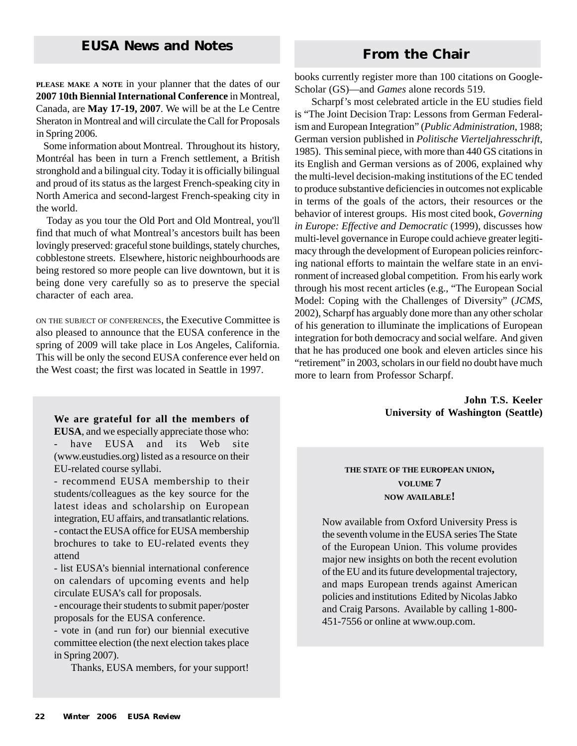## EUSA News and Notes

**PLEASE MAKE A NOTE** in your planner that the dates of our **2007 10th Biennial International Conference** in Montreal, Canada, are **May 17-19, 2007**. We will be at the Le Centre Sheraton in Montreal and will circulate the Call for Proposals in Spring 2006.

Some information about Montreal. Throughout its history, Montréal has been in turn a French settlement, a British stronghold and a bilingual city. Today it is officially bilingual and proud of its status as the largest French-speaking city in North America and second-largest French-speaking city in the world.

Today as you tour the Old Port and Old Montreal, you'll find that much of what Montreal's ancestors built has been lovingly preserved: graceful stone buildings, stately churches, cobblestone streets. Elsewhere, historic neighbourhoods are being restored so more people can live downtown, but it is being done very carefully so as to preserve the special character of each area.

ON THE SUBJECT OF CONFERENCES, the Executive Committee is also pleased to announce that the EUSA conference in the spring of 2009 will take place in Los Angeles, California. This will be only the second EUSA conference ever held on the West coast; the first was located in Seattle in 1997.

**We are grateful for all the members of EUSA**, and we especially appreciate those who:

- have EUSA and its Web site (www.eustudies.org) listed as a resource on their EU-related course syllabi.
- recommend EUSA membership to their students/colleagues as the key source for the latest ideas and scholarship on European integration, EU affairs, and transatlantic relations.
- contact the EUSA office for EUSA membership brochures to take to EU-related events they attend
- list EUSA's biennial international conference on calendars of upcoming events and help circulate EUSA's call for proposals.
- encourage their students to submit paper/poster proposals for the EUSA conference.
- vote in (and run for) our biennial executive committee election (the next election takes place in Spring 2007).

Thanks, EUSA members, for your support!

## From the Chair

books currently register more than 100 citations on Google-Scholar (GS)—and *Games* alone records 519.

Scharpf's most celebrated article in the EU studies field is "The Joint Decision Trap: Lessons from German Federalism and European Integration" (*Public Administration*, 1988; German version published in *Politische Vierteljahresschrift*, 1985). This seminal piece, with more than 440 GS citations in its English and German versions as of 2006, explained why the multi-level decision-making institutions of the EC tended to produce substantive deficiencies in outcomes not explicable in terms of the goals of the actors, their resources or the behavior of interest groups. His most cited book, *Governing in Europe: Effective and Democratic* (1999), discusses how multi-level governance in Europe could achieve greater legitimacy through the development of European policies reinforcing national efforts to maintain the welfare state in an environment of increased global competition. From his early work through his most recent articles (e.g., "The European Social Model: Coping with the Challenges of Diversity" (*JCMS*, 2002), Scharpf has arguably done more than any other scholar of his generation to illuminate the implications of European integration for both democracy and social welfare. And given that he has produced one book and eleven articles since his "retirement" in 2003, scholars in our field no doubt have much more to learn from Professor Scharpf.

**John T.S. Keeler**
**University of Washington (Seattle)**

**THE STATE OF THE EUROPEAN UNION, VOLUME 7 NOW AVAILABLE!**

Now available from Oxford University Press is the seventh volume in the EUSA series The State of the European Union. This volume provides major new insights on both the recent evolution of the EU and its future developmental trajectory, and maps European trends against American policies and institutions Edited by Nicolas Jabko and Craig Parsons. Available by calling 1-800-451-7556 or online at www.oup.com.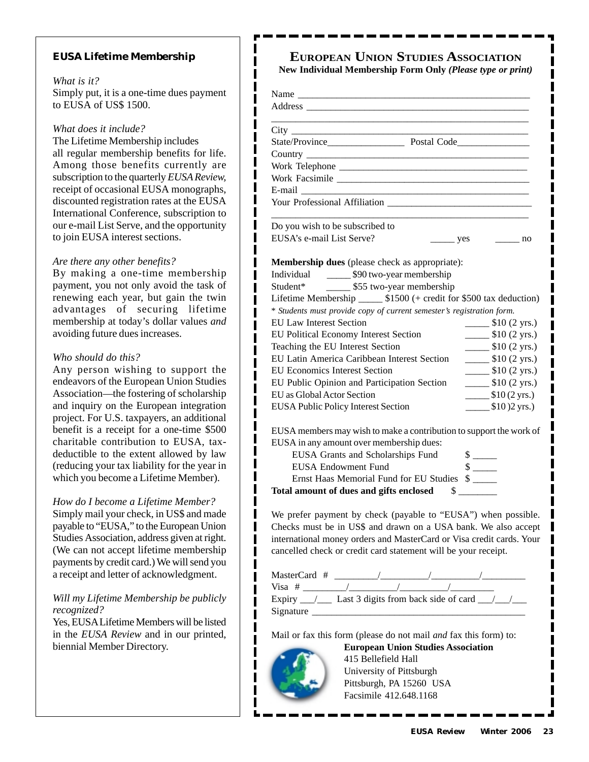## EUSA Lifetime Membership

*What is it?*

Simply put, it is a one-time dues payment to EUSA of US$ 1500.

*What does it include?*

The Lifetime Membership includes all regular membership benefits for life. Among those benefits currently are subscription to the quarterly *EUSA Review*, receipt of occasional EUSA monographs, discounted registration rates at the EUSA International Conference, subscription to our e-mail List Serve, and the opportunity to join EUSA interest sections.

*Are there any other benefits?*

By making a one-time membership payment, you not only avoid the task of renewing each year, but gain the twin advantages of securing lifetime membership at today's dollar values *and* avoiding future dues increases.

*Who should do this?*

Any person wishing to support the endeavors of the European Union Studies Association—the fostering of scholarship and inquiry on the European integration project. For U.S. taxpayers, an additional benefit is a receipt for a one-time $500 charitable contribution to EUSA, tax-deductible to the extent allowed by law (reducing your tax liability for the year in which you become a Lifetime Member).

*How do I become a Lifetime Member?*

Simply mail your check, in US$ and made payable to "EUSA," to the European Union Studies Association, address given at right. (We can not accept lifetime membership payments by credit card.) We will send you a receipt and letter of acknowledgment.

*Will my Lifetime Membership be publicly recognized?*

Yes, EUSA Lifetime Members will be listed in the *EUSA Review* and in our printed, biennial Member Directory.

## EUROPEAN UNION STUDIES ASSOCIATION

**New Individual Membership Form Only** ***(Please type or print)***

Name ______________________________________________

Address ____________________________________________

____________________________________________________

City ________________________________________________

State/Province_______________ Postal Code______________

Country _____________________________________________

Work Telephone ______________________________________

Work Facsimile ______________________________________

E-mail ______________________________________________

Your Professional Affiliation ___________________________

____________________________________________________

Do you wish to be subscribed to EUSA's e-mail List Serve? _____ yes _____ no

**Membership dues** (please check as appropriate):

Individual _____ $90 two-year membership

Student* _____ $55 two-year membership

Lifetime Membership _____ $1500 (+ credit for $500 tax deduction)

* *Students must provide copy of current semester's registration form.*

| | |
|---|---|
| EU Law Interest Section | _____ $10 (2 yrs.) |
| EU Political Economy Interest Section | _____ $10 (2 yrs.) |
| Teaching the EU Interest Section | _____ $10 (2 yrs.) |
| EU Latin America Caribbean Interest Section | _____ $10 (2 yrs.) |
| EU Economics Interest Section | _____ $10 (2 yrs.) |
| EU Public Opinion and Participation Section | _____ $10 (2 yrs.) |
| EU as Global Actor Section | _____ $10 (2 yrs.) |
| EUSA Public Policy Interest Section | _____ $10 )2 yrs.) |

EUSA members may wish to make a contribution to support the work of EUSA in any amount over membership dues:

EUSA Grants and Scholarships Fund $ _____

EUSA Endowment Fund $ _____

Ernst Haas Memorial Fund for EU Studies $ _____

**Total amount of dues and gifts enclosed** $ ________

We prefer payment by check (payable to "EUSA") when possible. Checks must be in US$ and drawn on a USA bank. We also accept international money orders and MasterCard or Visa credit cards. Your cancelled check or credit card statement will be your receipt.

MasterCard # _________/__________/__________/_________

Visa # _________/__________/__________/_________

Expiry ___/___ Last 3 digits from back side of card ___/___/___

Signature ___________________________________________

Mail or fax this form (please do not mail *and* fax this form) to:

**European Union Studies Association**
415 Bellefield Hall
University of Pittsburgh
Pittsburgh, PA 15260 USA
Facsimile 412.648.1168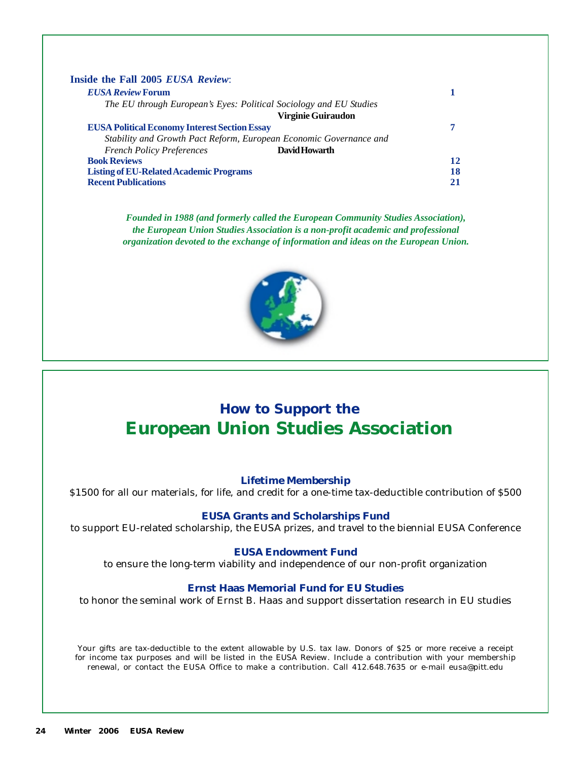**Inside the Fall 2005 *EUSA Review*:**

| | |
|---|---|
| ***EUSA Review* Forum** | **1** |
| *The EU through European's Eyes: Political Sociology and EU Studies* **Virginie Guiraudon** | |
| **EUSA Political Economy Interest Section Essay** | **7** |
| *Stability and Growth Pact Reform, European Economic Governance and French Policy Preferences* **David Howarth** | |
| **Book Reviews** | **12** |
| **Listing of EU-Related Academic Programs** | **18** |
| **Recent Publications** | **21** |

***Founded in 1988 (and formerly called the European Community Studies Association), the European Union Studies Association is a non-profit academic and professional organization devoted to the exchange of information and ideas on the European Union.***

## How to Support the
# European Union Studies Association

**Lifetime Membership**
$1500 for all our materials, for life, and credit for a one-time tax-deductible contribution of $500

**EUSA Grants and Scholarships Fund**
to support EU-related scholarship, the EUSA prizes, and travel to the biennial EUSA Conference

**EUSA Endowment Fund**
to ensure the long-term viability and independence of our non-profit organization

**Ernst Haas Memorial Fund for EU Studies**
to honor the seminal work of Ernst B. Haas and support dissertation research in EU studies

Your gifts are tax-deductible to the extent allowable by U.S. tax law. Donors of $25 or more receive a receipt for income tax purposes and will be listed in the EUSA Review. Include a contribution with your membership renewal, or contact the EUSA Office to make a contribution. Call 412.648.7635 or e-mail eusa@pitt.edu